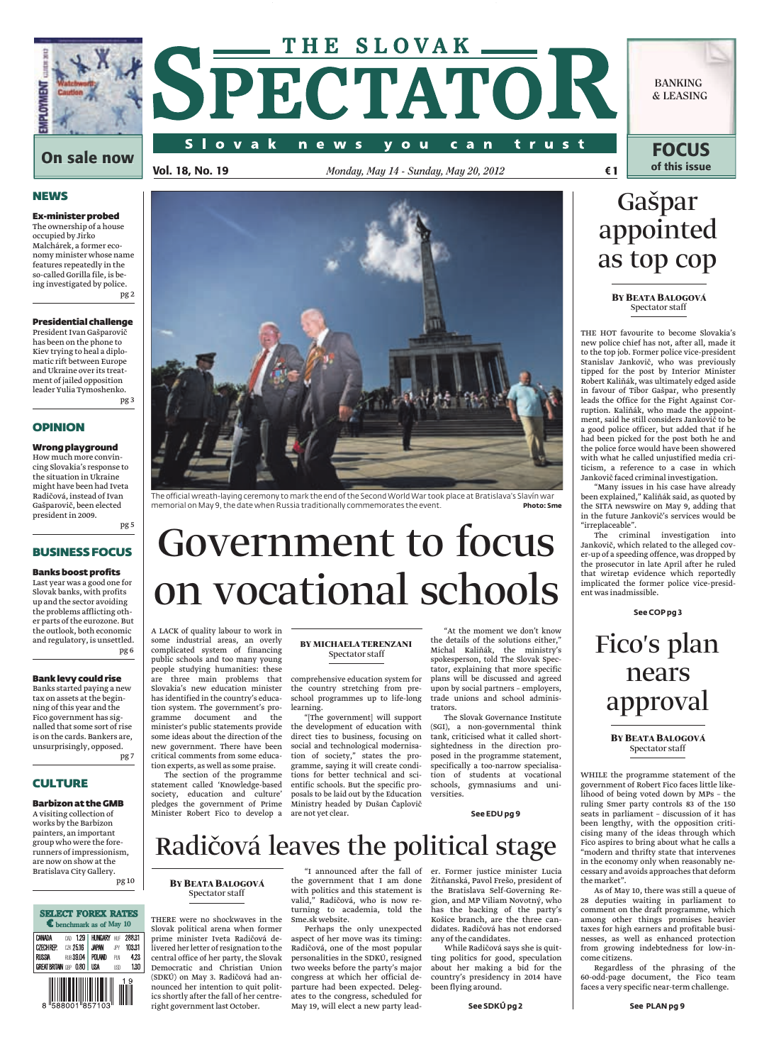# THE SLOVAK SPECTATOR

**Slovak news you can trust**

**Vol. 18, No. 19** *Monday, May 14 - Sunday, May 20, 2012* **€ 1**

EMPLOYMENT GUIDE 2012 — Watchwords: Caution — **On sale now**

BANKING & LEASING — **FOCUS of this issue**

## NEWS

**Ex-minister probed**
The ownership of a house occupied by Jirko Malchárek, a former economy minister whose name features repeatedly in the so-called Gorilla file, is being investigated by police. pg 2

**Presidential challenge**
President Ivan Gašparovič has been on the phone to Kiev trying to heal a diplomatic rift between Europe and Ukraine over its treatment of jailed opposition leader Yulia Tymoshenko. pg 3

## OPINION

**Wrong playground**
How much more convincing Slovakia's response to the situation in Ukraine might have been had Iveta Radičová, instead of Ivan Gašparovič, been elected president in 2009. pg 5

## BUSINESS FOCUS

**Banks boost profits**
Last year was a good one for Slovak banks, with profits up and the sector avoiding the problems afflicting other parts of the eurozone. But the outlook, both economic and regulatory, is unsettled. pg 6

**Bank levy could rise**
Banks started paying a new tax on assets at the beginning of this year and the Fico government has signalled that some sort of rise is on the cards. Bankers are, unsurprisingly, opposed. pg 7

## CULTURE

**Barbizon at the GMB**
A visiting collection of works by the Barbizon painters, an important group who were the forerunners of impressionism, are now on show at the Bratislava City Gallery. pg 10

**SELECT FOREX RATES**
€ benchmark as of May 10

| | | | | | |
|---|---|---|---|---|---|
| CANADA | CAD | 1.29 | HUNGARY | HUF | 288.31 |
| CZECH REP. | CZK | 25.16 | JAPAN | JPY | 103.31 |
| RUSSIA | RUB | 39.04 | POLAND | PLN | 4.28 |
| GREAT BRITAIN | GBP | 0.80 | USA | USD | 1.30 |

The official wreath-laying ceremony to mark the end of the Second World War took place at Bratislava's Slavín war memorial on May 9, the date when Russia traditionally commemorates the event. **Photo: Sme**

# Government to focus on vocational schools

**BY MICHAELA TERENZANI**
Spectator staff

A LACK of quality labour to work in some industrial areas, an overly complicated system of financing public schools and too many young people studying humanities: these are three main problems that Slovakia's new education minister has identified in the country's education system. The government's programme document and the minister's public statements provide some ideas about the direction of the new government. There have been critical comments from some education experts, as well as some praise.

The section of the programme statement called 'Knowledge-based society, education and culture' pledges the government of Prime Minister Robert Fico to develop a comprehensive education system for the country stretching from pre-school programmes up to life-long learning.

"[The government] will support the development of education with direct ties to business, focusing on social and technological modernisation of society," states the programme, saying it will create conditions for better technical and scientific schools. But the specific proposals to be laid out by the Education Ministry headed by Dušan Čaplovič are not yet clear.

"At the moment we don't know the details of the solutions either," Michal Kaliňák, the ministry's spokesperson, told The Slovak Spectator, explaining that more specific plans will be discussed and agreed upon by social partners – employers, trade unions and school administrators.

The Slovak Governance Institute (SGI), a non-governmental think tank, criticised what it called short-sightedness in the direction proposed in the programme statement, specifically a too-narrow specialisation of students at vocational schools, gymnasiums and universities.

**See EDU pg 9**

# Radičová leaves the political stage

**BY BEATA BALOGOVÁ**
Spectator staff

THERE were no shockwaves in the Slovak political arena when former prime minister Iveta Radičová delivered her letter of resignation to the central office of her party, the Slovak Democratic and Christian Union (SDKÚ) on May 3. Radičová had announced her intention to quit politics shortly after the fall of her centre-right government last October.

"I announced after the fall of the government that I am done with politics and this statement is valid," Radičová, who is now returning to academia, told the Sme.sk website.

Perhaps the only unexpected aspect of her move was its timing: Radičová, one of the most popular personalities in the SDKÚ, resigned two weeks before the party's major congress at which her official departure had been expected. Delegates to the congress, scheduled for May 19, will elect a new party leader. Former justice minister Lucia Žitňanská, Pavol Frešo, president of the Bratislava Self-Governing Region, and MP Viliam Novotný, who has the backing of the party's Košice branch, are the three candidates. Radičová has not endorsed any of the candidates.

While Radičová says she is quitting politics for good, speculation about her making a bid for the country's presidency in 2014 have been flying around.

**See SDKÚ pg 2**

# Gašpar appointed as top cop

**BY BEATA BALOGOVÁ**
Spectator staff

THE HOT favourite to become Slovakia's new police chief has not, after all, made it to the top job. Former police vice-president Stanislav Jankovič, who was previously tipped for the post by Interior Minister Robert Kaliňák, was ultimately edged aside in favour of Tibor Gašpar, who presently leads the Office for the Fight Against Corruption. Kaliňák, who made the appointment, said he still considers Jankovič to be a good police officer, but added that if he had been picked for the post both he and the police force would have been showered with what he called unjustified media criticism, a reference to a case in which Jankovič faced criminal investigation.

"Many issues in his case have already been explained," Kaliňák said, as quoted by the SITA newswire on May 9, adding that in the future Jankovič's services would be "irreplaceable".

The criminal investigation into Jankovič, which related to the alleged cover-up of a speeding offence, was dropped by the prosecutor in late April after he ruled that wiretap evidence which reportedly implicated the former police vice-president was inadmissible.

**See COP pg 3**

# Fico's plan nears approval

**BY BEATA BALOGOVÁ**
Spectator staff

WHILE the programme statement of the government of Robert Fico faces little likelihood of being voted down by MPs – the ruling Smer party controls 83 of the 150 seats in parliament – discussion of it has been lengthy, with the opposition criticising many of the ideas through which Fico aspires to bring about what he calls a "modern and thrifty state that intervenes in the economy only when reasonably necessary and avoids approaches that deform the market".

As of May 10, there was still a queue of 28 deputies waiting in parliament to comment on the draft programme, which among other things promises heavier taxes for high earners and profitable businesses, as well as enhanced protection from growing indebtedness for low-income citizens.

Regardless of the phrasing of the 60-odd-page document, the Fico team faces a very specific near-term challenge.

**See PLAN pg 9**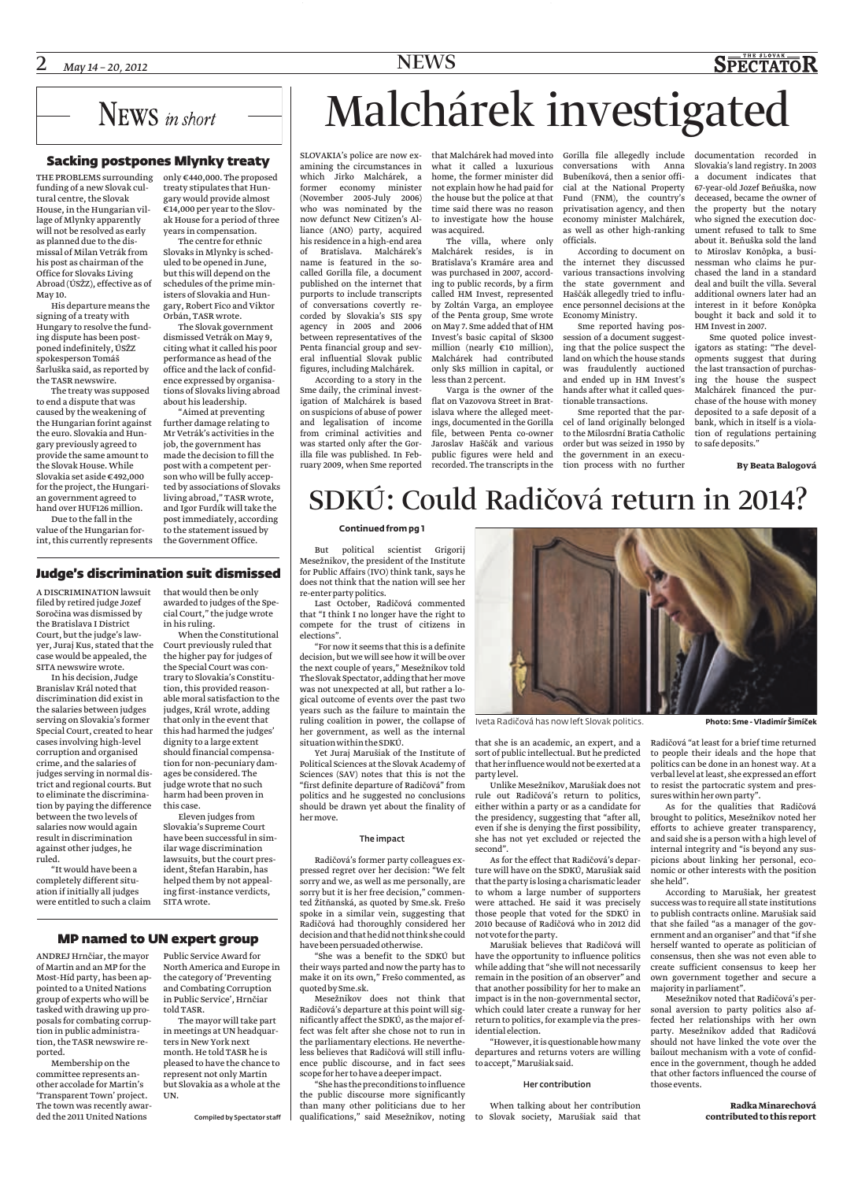# NEWS *in short*

## Sacking postpones Mlynky treaty

THE PROBLEMS surrounding funding of a new Slovak cultural centre, the Slovak House, in the Hungarian village of Mlynky apparently will not be resolved as early as planned due to the dismissal of Milan Vetrák from his post as chairman of the Office for Slovaks Living Abroad (ÚSŽZ), effective as of May 10.

His departure means the signing of a treaty with Hungary to resolve the funding dispute has been postponed indefinitely, ÚSŽZ spokesperson Tomáš Šarluška said, as reported by the TASR newswire.

The treaty was supposed to end a dispute that was caused by the weakening of the Hungarian forint against the euro. Slovakia and Hungary previously agreed to provide the same amount to the Slovak House. While Slovakia set aside €492,000 for the project, the Hungarian government agreed to hand over HUF126 million.

Due to the fall in the value of the Hungarian forint, this currently represents only €440,000. The proposed treaty stipulates that Hungary would provide almost €14,000 per year to the Slovak House for a period of three years in compensation.

The centre for ethnic Slovaks in Mlynky is scheduled to be opened in June, but this will depend on the schedules of the prime ministers of Slovakia and Hungary, Robert Fico and Viktor Orbán, TASR wrote.

The Slovak government dismissed Vetrák on May 9, citing what it called his poor performance as head of the office and the lack of confidence expressed by organisations of Slovaks living abroad about his leadership.

"Aimed at preventing further damage relating to Mr Vetrák's activities in the job, the government has made the decision to fill the post with a competent person who will be fully accepted by associations of Slovaks living abroad," TASR wrote, and Igor Furdík will take the post immediately, according to the statement issued by the Government Office.

## Judge's discrimination suit dismissed

A DISCRIMINATION lawsuit filed by retired judge Jozef Soročina was dismissed by the Bratislava I District Court, but the judge's lawyer, Juraj Kus, stated that the case would be appealed, the SITA newswire wrote.

In his decision, Judge Branislav Král noted that discrimination did exist in the salaries between judges serving on Slovakia's former Special Court, created to hear cases involving high-level corruption and organised crime, and the salaries of judges serving in normal district and regional courts. But to eliminate the discrimination by paying the difference between the two levels of salaries now would again result in discrimination against other judges, he ruled.

"It would have been a completely different situation if initially all judges were entitled to such a claim that would then be only awarded to judges of the Special Court," the judge wrote in his ruling.

When the Constitutional Court previously ruled that the higher pay for judges of the Special Court was contrary to Slovakia's Constitution, this provided reasonable moral satisfaction to the judges, Král wrote, adding that only in the event that this had harmed the judges' dignity to a large extent should financial compensation for non-pecuniary damages be considered. The judge wrote that no such harm had been proven in this case.

Eleven judges from Slovakia's Supreme Court have been successful in similar wage discrimination lawsuits, but the court president, Štefan Harabin, has helped them by not appealing first-instance verdicts, SITA wrote.

## MP named to UN expert group

ANDREJ Hrnčiar, the mayor of Martin and an MP for the Most-Híd party, has been appointed to a United Nations group of experts who will be tasked with drawing up proposals for combating corruption in public administration, the TASR newswire reported.

Membership on the committee represents another accolade for Martin's 'Transparent Town' project. The town was recently awarded the 2011 United Nations Public Service Award for North America and Europe in the category of 'Preventing and Combating Corruption in Public Service', Hrnčiar told TASR.

The mayor will take part in meetings at UN headquarters in New York next month. He told TASR he is pleased to have the chance to represent not only Martin but Slovakia as a whole at the UN.

Compiled by Spectator staff

# Malchárek investigated

SLOVAKIA's police are now examining the circumstances in which Jirko Malchárek, a former economy minister (November 2005-July 2006) who was nominated by the now defunct New Citizen's Alliance (ANO) party, acquired his residence in a high-end area of Bratislava. Malchárek's name is featured in the so-called Gorilla file, a document published on the internet that purports to include transcripts of conversations covertly recorded by Slovakia's SIS spy agency in 2005 and 2006 between representatives of the Penta financial group and several influential Slovak public figures, including Malchárek.

According to a story in the Sme daily, the criminal investigation of Malchárek is based on suspicions of abuse of power and legalisation of income from criminal activities and was started only after the Gorilla file was published. In February 2009, when Sme reported that Malchárek had moved into what it called a luxurious home, the former minister did not explain how he had paid for the house but the police at that time said there was no reason to investigate how the house was acquired.

The villa, where only Malchárek resides, is in Bratislava's Kramáre area and was purchased in 2007, according to public records, by a firm called HM Invest, represented by Zoltán Varga, an employee of the Penta group, Sme wrote on May 7. Sme added that of HM Invest's basic capital of Sk300 million (nearly €10 million), Malchárek had contributed only Sk5 million in capital, or less than 2 percent.

Varga is the owner of the flat on Vazovova Street in Bratislava where the alleged meetings, documented in the Gorilla file, between Penta co-owner Jaroslav Haščák and various public figures were held and recorded. The transcripts in the Gorilla file allegedly include conversations with Anna Bubeníková, then a senior official at the National Property Fund (FNM), the country's privatisation agency, and then economy minister Malchárek, as well as other high-ranking officials.

According to document on the internet they discussed various transactions involving the state government and Haščák allegedly tried to influence personnel decisions at the Economy Ministry.

Sme reported having possession of a document suggesting that the police suspect the land on which the house stands was fraudulently auctioned and ended up in HM Invest's hands after what it called questionable transactions.

Sme reported that the parcel of land originally belonged to the Milosrdní Bratia Catholic order but was seized in 1950 by the government in an execution process with no further documentation recorded in Slovakia's land registry. In 2003 a document indicates that 67-year-old Jozef Beňuška, now deceased, became the owner of the property but the notary who signed the execution document refused to talk to Sme about it. Beňuška sold the land to Miroslav Konôpka, a businessman who claims he purchased the land in a standard deal and built the villa. Several additional owners later had an interest in it before Konôpka bought it back and sold it to HM Invest in 2007.

Sme quoted police investigators as stating: "The developments suggest that during the last transaction of purchasing the house the suspect Malchárek financed the purchase of the house with money deposited to a safe deposit of a bank, which in itself is a violation of regulations pertaining to safe deposits."

**By Beata Balogová**

# SDKÚ: Could Radičová return in 2014?

**Continued from pg 1**

But political scientist Grigorij Mesežnikov, the president of the Institute for Public Affairs (IVO) think tank, says he does not think that the nation will see her re-enter party politics.

Last October, Radičová commented that "I think I no longer have the right to compete for the trust of citizens in elections".

"For now it seems that this is a definite decision, but we will see how it will be over the next couple of years," Mesežnikov told The Slovak Spectator, adding that her move was not unexpected at all, but rather a logical outcome of events over the past two years such as the failure to maintain the ruling coalition in power, the collapse of her government, as well as the internal situation within the SDKÚ.

Yet Juraj Marušiak of the Institute of Political Sciences at the Slovak Academy of Sciences (SAV) notes that this is not the "first definite departure of Radičová" from politics and he suggested no conclusions should be drawn yet about the finality of her move.

### The impact

Radičová's former party colleagues expressed regret over her decision: "We felt sorry and we, as well as me personally, are sorry but it is her free decision," commented Žitňanská, as quoted by Sme.sk. Frešo spoke in a similar vein, suggesting that Radičová had thoroughly considered her decision and that he did not think she could have been persuaded otherwise.

"She was a benefit to the SDKÚ but their ways parted and now the party has to make it on its own," Frešo commented, as quoted by Sme.sk.

Mesežnikov does not think that Radičová's departure at this point will significantly affect the SDKÚ, as the major effect was felt after she chose not to run in the parliamentary elections. He nevertheless believes that Radičová will still influence public discourse, and in fact sees scope for her to have a deeper impact.

"She has the preconditions to influence the public discourse more significantly than many other politicians due to her qualifications," said Mesežnikov, noting that she is an academic, an expert, and a sort of public intellectual. But he predicted that her influence would not be exerted at a party level.

Iveta Radičová has now left Slovak politics. Photo: Sme - Vladimír Šimíček

Unlike Mesežnikov, Marušiak does not rule out Radičová's return to politics, either within a party or as a candidate for the presidency, suggesting that "after all, even if she is denying the first possibility, she has not yet excluded or rejected the second".

As for the effect that Radičová's departure will have on the SDKÚ, Marušiak said that the party is losing a charismatic leader to whom a large number of supporters were attached. He said it was precisely those people that voted for the SDKÚ in 2010 because of Radičová who in 2012 did not vote for the party.

Marušiak believes that Radičová will have the opportunity to influence politics while adding that "she will not necessarily remain in the position of an observer" and that another possibility for her to make an impact is in the non-governmental sector, which could later create a runway for her return to politics, for example via the presidential election.

"However, it is questionable how many departures and returns voters are willing to accept," Marušiak said.

### Her contribution

When talking about her contribution to Slovak society, Marušiak said that Radičová "at least for a brief time returned to people their ideals and the hope that politics can be done in an honest way. At a verbal level at least, she expressed an effort to resist the partocratic system and pressures within her own party".

As for the qualities that Radičová brought to politics, Mesežnikov noted her efforts to achieve greater transparency, and said she is a person with a high level of internal integrity and "is beyond any suspicions about linking her personal, economic or other interests with the position she held".

According to Marušiak, her greatest success was to require all state institutions to publish contracts online. Marušiak said that she failed "as a manager of the government and an organiser" and that "if she herself wanted to operate as politician of consensus, then she was not even able to create sufficient consensus to keep her own government together and secure a majority in parliament".

Mesežnikov noted that Radičová's personal aversion to party politics also affected her relationships with her own party. Mesežnikov added that Radičová should not have linked the vote over the bailout mechanism with a vote of confidence in the government, though he added that other factors influenced the course of those events.

**Radka Minarechová contributed to this report**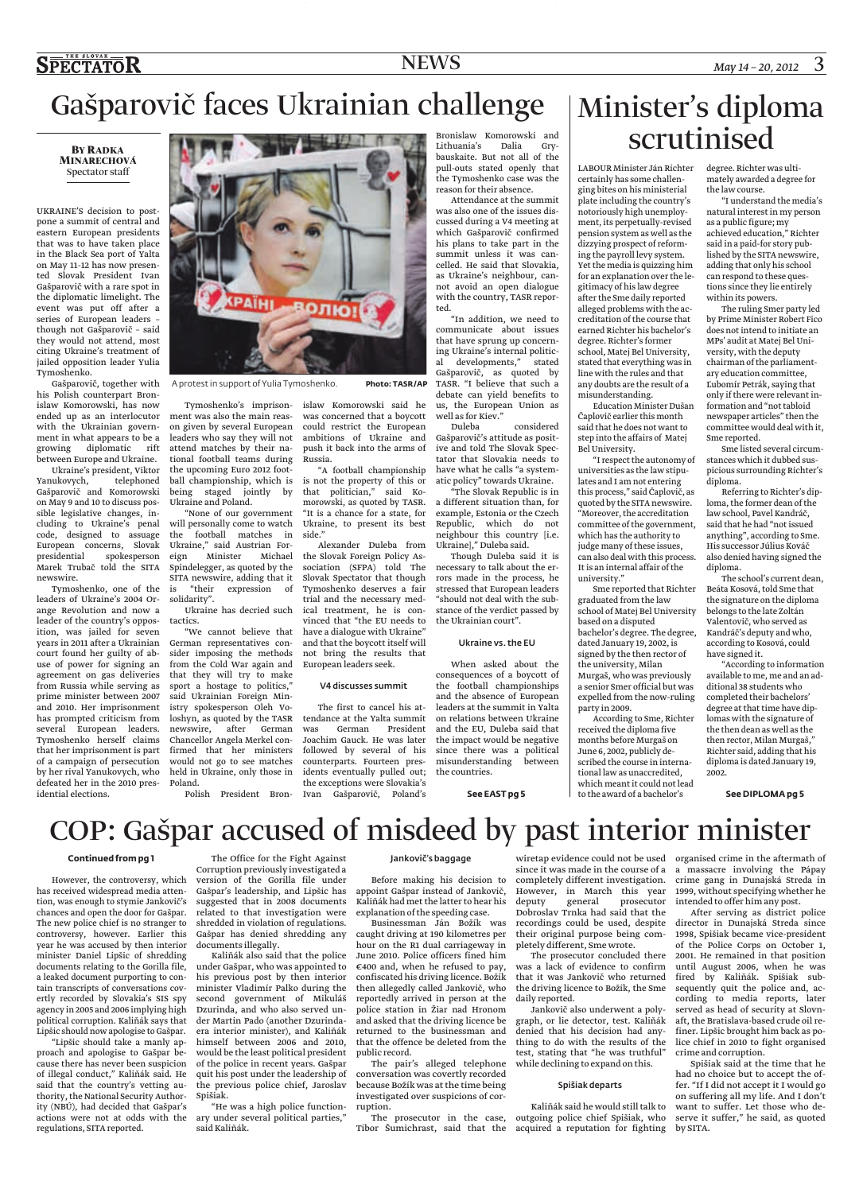# Gašparovič faces Ukrainian challenge

**By Radka Minarechová**
Spectator staff

UKRAINE'S decision to postpone a summit of central and eastern European presidents that was to have taken place in the Black Sea port of Yalta on May 11-12 has now presented Slovak President Ivan Gašparovič with a rare spot in the diplomatic limelight. The event was put off after a series of European leaders – though not Gašparovič – said they would not attend, most citing Ukraine's treatment of jailed opposition leader Yulia Tymoshenko.

Gašparovič, together with his Polish counterpart Bronislaw Komorowski, has now ended up as an interlocutor with the Ukrainian government in what appears to be a growing diplomatic rift between Europe and Ukraine.

Ukraine's president, Viktor Yanukovych, telephoned Gašparovič and Komorowski on May 9 and 10 to discuss possible legislative changes, including to Ukraine's penal code, designed to assuage European concerns, Slovak presidential spokesperson Marek Trubač told the SITA newswire.

Tymoshenko, one of the leaders of Ukraine's 2004 Orange Revolution and now a leader of the country's opposition, was jailed for seven years in 2011 after a Ukrainian court found her guilty of abuse of power for signing an agreement on gas deliveries from Russia while serving as prime minister between 2007 and 2010. Her imprisonment has prompted criticism from several European leaders. Tymoshenko herself claims that her imprisonment is part of a campaign of persecution by her rival Yanukovych, who defeated her in the 2010 presidential elections.

A protest in support of Yulia Tymoshenko. Photo: TASR/AP

Tymoshenko's imprisonment was also the main reason given by several European leaders who say they will not attend matches by their national football teams during the upcoming Euro 2012 football championship, which is being staged jointly by Ukraine and Poland.

"None of our government will personally come to watch the football matches in Ukraine," said Austrian Foreign Minister Michael Spindelegger, as quoted by the SITA newswire, adding that it is "their expression of solidarity".

Ukraine has decried such tactics.

"We cannot believe that German representatives consider imposing the methods from the Cold War again and that they will try to make sport a hostage to politics," said Ukrainian Foreign Ministry spokesperson Oleh Voloshyn, as quoted by the TASR newswire, after German Chancellor Angela Merkel confirmed that her ministers would not go to see matches held in Ukraine, only those in Poland.

Polish President Bronislaw Komorowski said he was concerned that a boycott could restrict the European ambitions of Ukraine and push it back into the arms of Russia.

"A football championship is not the property of this or that politician," said Komorowski, as quoted by TASR. "It is a chance for a state, for Ukraine, to present its best side."

Alexander Duleba from the Slovak Foreign Policy Association (SFPA) told The Slovak Spectator that though Tymoshenko deserves a fair trial and the necessary medical treatment, he is convinced that "the EU needs to have a dialogue with Ukraine" and that the boycott itself will not bring the results that European leaders seek.

### V4 discusses summit

The first to cancel his attendance at the Yalta summit was German President Joachim Gauck. He was later followed by several of his counterparts. Fourteen presidents eventually pulled out; the exceptions were Slovakia's Ivan Gašparovič, Poland's Bronislaw Komorowski and Lithuania's Dalia Grybauskaite. But not all of the pull-outs stated openly that the Tymoshenko case was the reason for their absence.

Attendance at the summit was also one of the issues discussed during a V4 meeting at which Gašparovič confirmed his plans to take part in the summit unless it was cancelled. He said that Slovakia, as Ukraine's neighbour, cannot avoid an open dialogue with the country, TASR reported.

"In addition, we need to communicate about issues that have sprung up concerning Ukraine's internal political developments," stated Gašparovič, as quoted by TASR. "I believe that such a debate can yield benefits to us, the European Union as well as for Kiev."

Duleba considered Gašparovič's attitude as positive and told The Slovak Spectator that Slovakia needs to have what he calls "a systematic policy" towards Ukraine.

"The Slovak Republic is in a different situation than, for example, Estonia or the Czech Republic, which do not neighbour this country [i.e. Ukraine]," Duleba said.

Though Duleba said it is necessary to talk about the errors made in the process, he stressed that European leaders "should not deal with the substance of the verdict passed by the Ukrainian court".

### Ukraine vs. the EU

When asked about the consequences of a boycott of the football championships and the absence of European leaders at the summit in Yalta on relations between Ukraine and the EU, Duleba said that the impact would be negative since there was a political misunderstanding between the countries.

**See EAST pg 5**

# Minister's diploma scrutinised

LABOUR Minister Ján Richter certainly has some challenging bites on his ministerial plate including the country's notoriously high unemployment, its perpetually-revised pension system as well as the dizzying prospect of reforming the payroll levy system. Yet the media is quizzing him for an explanation over the legitimacy of his law degree after the Sme daily reported alleged problems with the accreditation of the course that earned Richter his bachelor's degree. Richter's former school, Matej Bel University, stated that everything was in line with the rules and that any doubts are the result of a misunderstanding.

Education Minister Dušan Čaplovič earlier this month said that he does not want to step into the affairs of Matej Bel University.

"I respect the autonomy of universities as the law stipulates and I am not entering this process," said Čaplovič, as quoted by the SITA newswire. "Moreover, the accreditation committee of the government, which has the authority to judge many of these issues, can also deal with this process. It is an internal affair of the university."

Sme reported that Richter graduated from the law school of Matej Bel University based on a disputed bachelor's degree. The degree, dated January 19, 2002, is signed by the then rector of the university, Milan Murgaš, who was previously a senior Smer official but was expelled from the now-ruling party in 2009.

According to Sme, Richter received the diploma five months before Murgaš on June 6, 2002, publicly described the course in international law as unaccredited, which meant it could not lead to the award of a bachelor's degree. Richter was ultimately awarded a degree for the law course.

"I understand the media's natural interest in my person as a public figure; my achieved education," Richter said in a paid-for story published by the SITA newswire, adding that only his school can respond to these questions since they lie entirely within its powers.

The ruling Smer party led by Prime Minister Robert Fico does not intend to initiate an MPs' audit at Matej Bel University, with the deputy chairman of the parliamentary education committee, Ľubomír Petrák, saying that only if there were relevant information and "not tabloid newspaper articles" then the committee would deal with it, Sme reported.

Sme listed several circumstances which it dubbed suspicious surrounding Richter's diploma.

Referring to Richter's diploma, the former dean of the law school, Pavel Kandráč, said that he had "not issued anything", according to Sme. His successor Július Kováč also denied having signed the diploma.

The school's current dean, Beáta Kosová, told Sme that the signature on the diploma belongs to the late Zoltán Valentovič, who served as Kandráč's deputy and who, according to Kosová, could have signed it.

"According to information available to me, me and an additional 38 students who completed their bachelors' degree at that time have diplomas with the signature of the then dean as well as the then rector, Milan Murgaš," Richter said, adding that his diploma is dated January 19, 2002.

**See DIPLOMA pg 5**

# COP: Gašpar accused of misdeed by past interior minister

**Continued from pg 1**

However, the controversy, which has received widespread media attention, was enough to stymie Jankovič's chances and open the door for Gašpar. The new police chief is no stranger to controversy, however. Earlier this year he was accused by then interior minister Daniel Lipšic of shredding documents relating to the Gorilla file, a leaked document purporting to contain transcripts of conversations covertly recorded by Slovakia's SIS spy agency in 2005 and 2006 implying high political corruption. Kaliňák says that Lipšic should now apologise to Gašpar.

"Lipšic should take a manly approach and apologise to Gašpar because there has never been suspicion of illegal conduct," Kaliňák said. He said that the country's vetting authority, the National Security Authority (NBÚ), had decided that Gašpar's actions were not at odds with the regulations, SITA reported.

The Office for the Fight Against Corruption previously investigated a version of the Gorilla file under Gašpar's leadership, and Lipšic has suggested that in 2008 documents related to that investigation were shredded in violation of regulations. Gašpar has denied shredding any documents illegally.

Kaliňák also said that the police under Gašpar, who was appointed to his previous post by then interior minister Vladimír Palko during the second government of Mikuláš Dzurinda, and who also served under Martin Pado (another Dzurinda-era interior minister), and Kaliňák himself between 2006 and 2010, would be the least political president of the police in recent years. Gašpar quit his post under the leadership of the previous police chief, Jaroslav Spišiak.

"He was a high police functionary under several political parties," said Kaliňák.

### Jankovič's baggage

Before making his decision to appoint Gašpar instead of Jankovič, Kaliňák had met the latter to hear his explanation of the speeding case.

Businessman Ján Božík was caught driving at 190 kilometres per hour on the R1 dual carriageway in June 2010. Police officers fined him €400 and, when he refused to pay, confiscated his driving licence. Božík then allegedly called Jankovič, who reportedly arrived in person at the police station in Žiar nad Hronom and asked that the driving licence be returned to the businessman and that the offence be deleted from the public record.

The pair's alleged telephone conversation was covertly recorded because Božík was at the time being investigated over suspicions of corruption.

The prosecutor in the case, Tibor Šumichrast, said that the wiretap evidence could not be used since it was made in the course of a completely different investigation. However, in March this year deputy general prosecutor Dobroslav Trnka had said that the recordings could be used, despite their original purpose being completely different, Sme wrote.

The prosecutor concluded there was a lack of evidence to confirm that it was Jankovič who returned the driving licence to Božík, the Sme daily reported.

Jankovič also underwent a polygraph, or lie detector, test. Kaliňák denied that his decision had anything to do with the results of the test, stating that "he was truthful" while declining to expand on this.

### Spišiak departs

Kaliňák said he would still talk to outgoing police chief Spišiak, who acquired a reputation for fighting organised crime in the aftermath of a massacre involving the Pápay crime gang in Dunajská Streda in 1999, without specifying whether he intended to offer him any post.

After serving as district police director in Dunajská Streda since 1998, Spišiak became vice-president of the Police Corps on October 1, 2001. He remained in that position until August 2006, when he was fired by Kaliňák. Spišiak subsequently quit the police and, according to media reports, later served as head of security at Slovnaft, the Bratislava-based crude oil refiner. Lipšic brought him back as police chief in 2010 to fight organised crime and corruption.

Spišiak said at the time that he had no choice but to accept the offer. "If I did not accept it I would go on suffering all my life. And I don't want to suffer. Let those who deserve it suffer," he said, as quoted by SITA.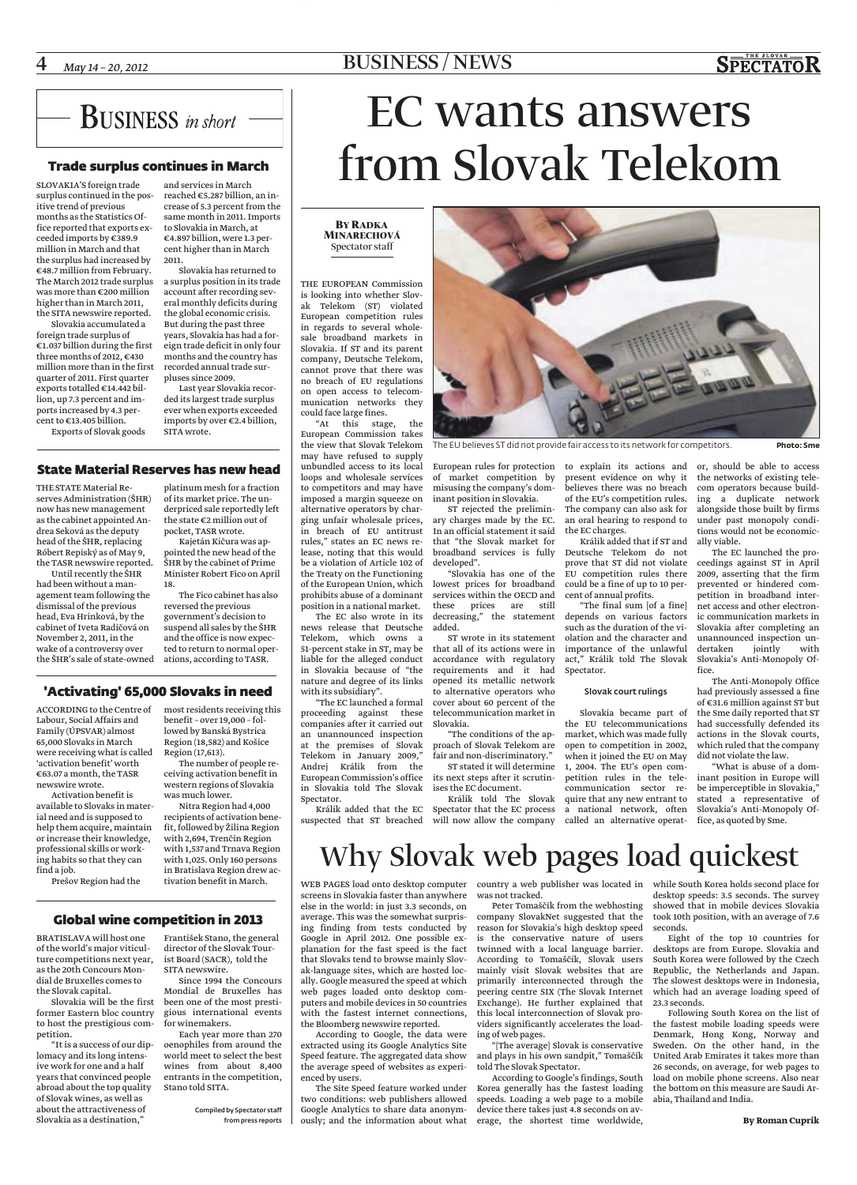# Business *in short*

### Trade surplus continues in March

SLOVAKIA'S foreign trade surplus continued in the positive trend of previous months as the Statistics Office reported that exports exceeded imports by €389.9 million in March and that the surplus had increased by €48.7 million from February. The March 2012 trade surplus was more than €200 million higher than in March 2011, the SITA newswire reported.

Slovakia accumulated a foreign trade surplus of €1.037 billion during the first three months of 2012, €430 million more than in the first quarter of 2011. First quarter exports totalled €14.442 billion, up 7.3 percent and imports increased by 4.3 percent to €13.405 billion.

Exports of Slovak goods and services in March reached €5.287 billion, an increase of 5.3 percent from the same month in 2011. Imports to Slovakia in March, at €4.897 billion, were 1.3 percent higher than in March 2011.

Slovakia has returned to a surplus position in its trade account after recording several monthly deficits during the global economic crisis. But during the past three years, Slovakia has had a foreign trade deficit in only four months and the country has recorded annual trade surpluses since 2009.

Last year Slovakia recorded its largest trade surplus ever when exports exceeded imports by over €2.4 billion, SITA wrote.

### State Material Reserves has new head

THE STATE Material Reserves Administration (ŠHR) now has new management as the cabinet appointed Andrea Seková as the deputy head of the ŠHR, replacing Róbert Repiský as of May 9, the TASR newswire reported.

Until recently the ŠHR had been without a management team following the dismissal of the previous head, Eva Hrinková, by the cabinet of Iveta Radičová on November 2, 2011, in the wake of a controversy over the ŠHR's sale of state-owned platinum mesh for a fraction of its market price. The underpriced sale reportedly left the state €2 million out of pocket, TASR wrote.

Kajetán Kičura was appointed the new head of the ŠHR by the cabinet of Prime Minister Robert Fico on April 18.

The Fico cabinet has also reversed the previous government's decision to suspend all sales by the ŠHR and the office is now expected to return to normal operations, according to TASR.

### 'Activating' 65,000 Slovaks in need

ACCORDING to the Centre of Labour, Social Affairs and Family (ÚPSVAR) almost 65,000 Slovaks in March were receiving what is called 'activation benefit' worth €63.07 a month, the TASR newswire wrote.

Activation benefit is available to Slovaks in material need and is supposed to help them acquire, maintain or increase their knowledge, professional skills or working habits so that they can find a job.

Prešov Region had the most residents receiving this benefit – over 19,000 – followed by Banská Bystrica Region (18,582) and Košice Region (17,613).

The number of people receiving activation benefit in western regions of Slovakia was much lower.

Nitra Region had 4,000 recipients of activation benefit, followed by Žilina Region with 2,694, Trenčín Region with 1,537 and Trnava Region with 1,025. Only 160 persons in Bratislava Region drew activation benefit in March.

### Global wine competition in 2013

BRATISLAVA will host one of the world's major viticulture competitions next year, as the 20th Concours Mondial de Bruxelles comes to the Slovak capital.

Slovakia will be the first former Eastern bloc country to host the prestigious competition.

"It is a success of our diplomacy and its long intensive work for one and a half years that convinced people abroad about the top quality of Slovak wines, as well as about the attractiveness of Slovakia as a destination," František Stano, the general director of the Slovak Tourist Board (SACR), told the SITA newswire.

Since 1994 the Concours Mondial de Bruxelles has been one of the most prestigious international events for winemakers.

Each year more than 270 oenophiles from around the world meet to select the best wines from about 8,400 entrants in the competition, Stano told SITA.

*Compiled by Spectator staff from press reports*

# EC wants answers from Slovak Telekom

**By Radka Minarechová**
Spectator staff

The EU believes ST did not provide fair access to its network for competitors. **Photo: Sme**

THE EUROPEAN Commission is looking into whether Slovak Telekom (ST) violated European competition rules in regards to several wholesale broadband markets in Slovakia. If ST and its parent company, Deutsche Telekom, cannot prove that there was no breach of EU regulations on open access to telecommunication networks they could face large fines.

"At this stage, the European Commission takes the view that Slovak Telekom may have refused to supply unbundled access to its local loops and wholesale services to competitors and may have imposed a margin squeeze on alternative operators by charging unfair wholesale prices, in breach of EU antitrust rules," states an EC news release, noting that this would be a violation of Article 102 of the Treaty on the Functioning of the European Union, which prohibits abuse of a dominant position in a national market.

The EC also wrote in its news release that Deutsche Telekom, which owns a 51-percent stake in ST, may be liable for the alleged conduct in Slovakia because of "the nature and degree of its links with its subsidiary".

"The EC launched a formal proceeding against these companies after it carried out an unannounced inspection at the premises of Slovak Telekom in January 2009," Andrej Králik from the European Commission's office in Slovakia told The Slovak Spectator.

Králik added that the EC suspected that ST breached European rules for protection of market competition by misusing the company's dominant position in Slovakia.

ST rejected the preliminary charges made by the EC. In an official statement it said that "the Slovak market for broadband services is fully developed".

"Slovakia has one of the lowest prices for broadband services within the OECD and these prices are still decreasing," the statement added.

ST wrote in its statement that all of its actions were in accordance with regulatory requirements and it had opened its metallic network to alternative operators who cover about 60 percent of the telecommunication market in Slovakia.

"The conditions of the approach of Slovak Telekom are fair and non-discriminatory."

ST stated it will determine its next steps after it scrutinises the EC document.

Králik told The Slovak Spectator that the EC process will now allow the company to explain its actions and present evidence on why it believes there was no breach of the EU's competition rules. The company can also ask for an oral hearing to respond to the EC charges.

Králik added that if ST and Deutsche Telekom do not prove that ST did not violate EU competition rules there could be a fine of up to 10 percent of annual profits.

"The final sum [of a fine] depends on various factors such as the duration of the violation and the character and importance of the unlawful act," Králik told The Slovak Spectator.

#### Slovak court rulings

Slovakia became part of the EU telecommunications market, which was made fully open to competition in 2002, when it joined the EU on May 1, 2004. The EU's open competition rules in the telecommunication sector require that any new entrant to a national network, often called an alternative operator, should be able to access the networks of existing telecom operators because building a duplicate network alongside those built by firms under past monopoly conditions would not be economically viable.

The EC launched the proceedings against ST in April 2009, asserting that the firm prevented or hindered competition in broadband internet access and other electronic communication markets in Slovakia after completing an unannounced inspection undertaken jointly with Slovakia's Anti-Monopoly Office.

The Anti-Monopoly Office had previously assessed a fine of €31.6 million against ST but the Sme daily reported that ST had successfully defended its actions in the Slovak courts, which ruled that the company did not violate the law.

"What is abuse of a dominant position in Europe will be imperceptible in Slovakia," stated a representative of Slovakia's Anti-Monopoly Office, as quoted by Sme.

# Why Slovak web pages load quickest

WEB PAGES load onto desktop computer screens in Slovakia faster than anywhere else in the world: in just 3.3 seconds, on average. This was the somewhat surprising finding from tests conducted by Google in April 2012. One possible explanation for the fast speed is the fact that Slovaks tend to browse mainly Slovak-language sites, which are hosted locally. Google measured the speed at which web pages loaded onto desktop computers and mobile devices in 50 countries with the fastest internet connections, the Bloomberg newswire reported.

According to Google, the data were extracted using its Google Analytics Site Speed feature. The aggregated data show the average speed of websites as experienced by users.

The Site Speed feature worked under two conditions: web publishers allowed Google Analytics to share data anonymously; and the information about what country a web publisher was located in was not tracked.

Peter Tomaščík from the webhosting company SlovakNet suggested that the reason for Slovakia's high desktop speed is the conservative nature of users twinned with a local language barrier. According to Tomaščík, Slovak users mainly visit Slovak websites that are primarily interconnected through the peering centre SIX (The Slovak Internet Exchange). He further explained that this local interconnection of Slovak providers significantly accelerates the loading of web pages.

"[The average] Slovak is conservative and plays in his own sandpit," Tomaščík told The Slovak Spectator.

According to Google's findings, South Korea generally has the fastest loading speeds. Loading a web page to a mobile device there takes just 4.8 seconds on average, the shortest time worldwide, while South Korea holds second place for desktop speeds: 3.5 seconds. The survey showed that in mobile devices Slovakia took 10th position, with an average of 7.6 seconds.

Eight of the top 10 countries for desktops are from Europe. Slovakia and South Korea were followed by the Czech Republic, the Netherlands and Japan. The slowest desktops were in Indonesia, which had an average loading speed of 23.3 seconds.

Following South Korea on the list of the fastest mobile loading speeds were Denmark, Hong Kong, Norway and Sweden. On the other hand, in the United Arab Emirates it takes more than 26 seconds, on average, for web pages to load on mobile phone screens. Also near the bottom on this measure are Saudi Arabia, Thailand and India.

**By Roman Cuprik**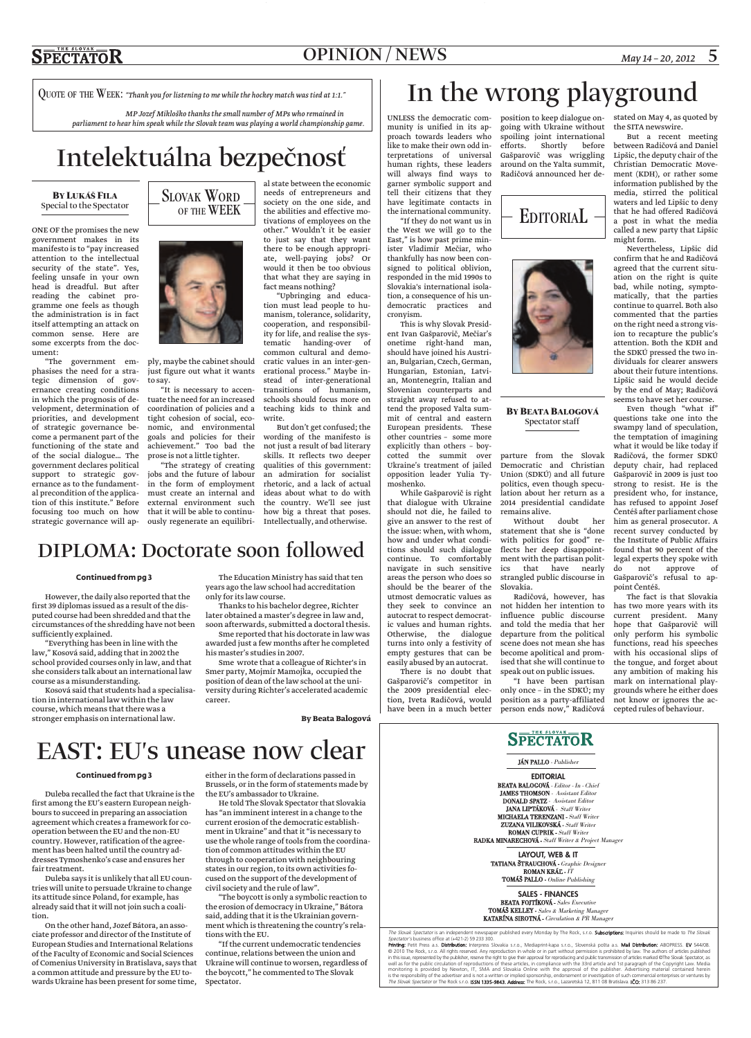QUOTE OF THE WEEK: *"Thank you for listening to me while the hockey match was tied at 1:1."*

*MP Jozef Mikloško thanks the small number of MPs who remained in parliament to hear him speak while the Slovak team was playing a world championship game.*

# Intelektuálna bezpečnosť

**BY LUKÁŠ FILA**
Special to the Spectator

SLOVAK WORD OF THE WEEK

ONE OF the promises the new government makes in its manifesto is to "pay increased attention to the intellectual security of the state". Yes, feeling unsafe in your own head is dreadful. But after reading the cabinet programme one feels as though the administration is in fact itself attempting an attack on common sense. Here are some excerpts from the document:

"The government emphasises the need for a strategic dimension of governance creating conditions in which the prognosis of development, determination of priorities, and development of strategic governance become a permanent part of the functioning of the state and of the social dialogue... The government declares political support to strategic governance as to the fundamental precondition of the application of this institute." Before focusing too much on how strategic governance will apply, maybe the cabinet should just figure out what it wants to say.

"It is necessary to accentuate the need for an increased coordination of policies and a tight cohesion of social, economic, and environmental goals and policies for their achievement." Too bad the prose is not a little tighter.

"The strategy of creating jobs and the future of labour in the form of employment must create an internal and external environment such that it will be able to continuously regenerate an equilibrial state between the economic needs of entrepreneurs and society on the one side, and the abilities and effective motivations of employees on the other." Wouldn't it be easier to just say that they want there to be enough appropriate, well-paying jobs? Or would it then be too obvious that what they are saying in fact means nothing?

"Upbringing and education must lead people to humanism, tolerance, solidarity, cooperation, and responsibility for life, and realise the systematic handing-over of common cultural and democratic values in an inter-generational process." Maybe instead of inter-generational transitions of humanism, schools should focus more on teaching kids to think and write.

But don't get confused; the wording of the manifesto is not just a result of bad literary skills. It reflects two deeper qualities of this government: an admiration for socialist rhetoric, and a lack of actual ideas about what to do with the country. We'll see just how big a threat that poses. Intellectually, and otherwise.

# DIPLOMA: Doctorate soon followed

**Continued from pg 3**

However, the daily also reported that the first 39 diplomas issued as a result of the disputed course had been shredded and that the circumstances of the shredding have not been sufficiently explained.

"Everything has been in line with the law," Kosová said, adding that in 2002 the school provided courses only in law, and that she considers talk about an international law course as a misunderstanding.

Kosová said that students had a specialisation in international law within the law course, which means that there was a stronger emphasis on international law.

The Education Ministry has said that ten years ago the law school had accreditation only for its law course.

Thanks to his bachelor degree, Richter later obtained a master's degree in law and, soon afterwards, submitted a doctoral thesis.

Sme reported that his doctorate in law was awarded just a few months after he completed his master's studies in 2007.

Sme wrote that a colleague of Richter's in Smer party, Mojmír Mamojka, occupied the position of dean of the law school at the university during Richter's accelerated academic career.

**By Beata Balogová**

# EAST: EU's unease now clear

**Continued from pg 3**

Duleba recalled the fact that Ukraine is the first among the EU's eastern European neighbours to succeed in preparing an association agreement which creates a framework for cooperation between the EU and the non-EU country. However, ratification of the agreement has been halted until the country addresses Tymoshenko's case and ensures her fair treatment.

Duleba says it is unlikely that all EU countries will unite to persuade Ukraine to change its attitude since Poland, for example, has already said that it will not join such a coalition.

On the other hand, Jozef Bátora, an associate professor and director of the Institute of European Studies and International Relations of the Faculty of Economic and Social Sciences of Comenius University in Bratislava, says that a common attitude and pressure by the EU towards Ukraine has been present for some time, either in the form of declarations passed in Brussels, or in the form of statements made by the EU's ambassador to Ukraine.

He told The Slovak Spectator that Slovakia has "an imminent interest in a change to the current erosion of the democratic establishment in Ukraine" and that it "is necessary to use the whole range of tools from the coordination of common attitudes within the EU through to cooperation with neighbouring states in our region, to its own activities focused on the support of the development of civil society and the rule of law".

"The boycott is only a symbolic reaction to the erosion of democracy in Ukraine," Bátora said, adding that it is the Ukrainian government which is threatening the country's relations with the EU.

"If the current undemocratic tendencies continue, relations between the union and Ukraine will continue to worsen, regardless of the boycott," he commented to The Slovak Spectator.

# In the wrong playground

EDITORIAL

**BY BEATA BALOGOVÁ**
Spectator staff

UNLESS the democratic community is unified in its approach towards leaders who like to make their own odd interpretations of universal human rights, these leaders will always find ways to garner symbolic support and tell their citizens that they have legitimate contacts in the international community.

"If they do not want us in the West we will go to the East," is how past prime minister Vladimír Mečiar, who thankfully has now been consigned to political oblivion, responded in the mid 1990s to Slovakia's international isolation, a consequence of his undemocratic practices and cronyism.

This is why Slovak President Ivan Gašparovič, Mečiar's onetime right-hand man, should have joined his Austrian, Bulgarian, Czech, German, Hungarian, Estonian, Latvian, Montenegrin, Italian and Slovenian counterparts and straight away refused to attend the proposed Yalta summit of central and eastern European presidents. These other countries – some more explicitly than others – boycotted the summit over Ukraine's treatment of jailed opposition leader Yulia Tymoshenko.

While Gašparovič is right that dialogue with Ukraine should not die, he failed to give an answer to the rest of the issue: when, with whom, how and under what conditions should such dialogue continue. To comfortably navigate in such sensitive areas the person who does so should be the bearer of the utmost democratic values as they seek to convince an autocrat to respect democratic values and human rights. Otherwise, the dialogue turns into only a festivity of empty gestures that can be easily abused by an autocrat.

There is no doubt that Gašparovič's competitor in the 2009 presidential election, Iveta Radičová, would have been in a much better position to keep dialogue ongoing with Ukraine without spoiling joint international efforts. Shortly before Gašparovič was wriggling around on the Yalta summit, Radičová announced her departure from the Slovak Democratic and Christian Union (SDKÚ) and all future politics, even though speculation about her return as a 2014 presidential candidate remains alive.

Without doubt her statement that she is "done with politics for good" reflects her deep disappointment with the partisan politics that have nearly strangled public discourse in Slovakia.

Radičová, however, has not hidden her intention to influence public discourse and told the media that her departure from the political scene does not mean she has become apolitical and promised that she will continue to speak out on public issues.

"I have been partisan only once – in the SDKÚ; my position as a party-affiliated person ends now," Radičová stated on May 4, as quoted by the SITA newswire.

But a recent meeting between Radičová and Daniel Lipšic, the deputy chair of the Christian Democratic Movement (KDH), or rather some information published by the media, stirred the political waters and led Lipšic to deny that he had offered Radičová a post in what the media called a new party that Lipšic might form.

Nevertheless, Lipšic did confirm that he and Radičová agreed that the current situation on the right is quite bad, while noting, symptomatically, that the parties continue to quarrel. Both also commented that the parties on the right need a strong vision to recapture the public's attention. Both the KDH and the SDKÚ pressed the two individuals for clearer answers about their future intentions. Lipšic said he would decide by the end of May; Radičová seems to have set her course.

Even though "what if" questions take one into the swampy land of speculation, the temptation of imagining what it would be like today if Radičová, the former SDKÚ deputy chair, had replaced Gašparovič in 2009 is just too strong to resist. He is the president who, for instance, has refused to appoint Josef Čentéš after parliament chose him as general prosecutor. A recent survey conducted by the Institute of Public Affairs found that 90 percent of the legal experts they spoke with do not approve of Gašparovič's refusal to appoint Čentéš.

The fact is that Slovakia has two more years with its current president. Many hope that Gašparovič will only perform his symbolic functions, read his speeches with his occasional slips of the tongue, and forget about any ambition of making his mark on international playgrounds where he either does not know or ignores the accepted rules of behaviour.

**THE SLOVAK SPECTATOR**

JÁN PALLO - *Publisher*

**EDITORIAL**
BEATA BALOGOVÁ - *Editor - In - Chief*
JAMES THOMSON - *Assistant Editor*
DONALD SPATZ - *Assistant Editor*
JANA LIPTÁKOVÁ - *Staff Writer*
MICHAELA TERENZANI - *Staff Writer*
ZUZANA VILIKOVSKÁ - *Staff Writer*
ROMAN CUPRIK - *Staff Writer*
RADKA MINARECHOVÁ - *Staff Writer & Project Manager*

**LAYOUT, WEB & IT**
TATIANA ŠTRAUCHOVÁ - *Graphic Designer*
ROMAN KRÁĽ - *IT*
TOMÁŠ PALLO - *Online Publishing*

**SALES - FINANCES**
BEATA FOJTÍKOVÁ - *Sales Executive*
TOMÁŠ KELLEY - *Sales & Marketing Manager*
KATARÍNA SIROTNÁ - *Circulation & PR Manager*

*The Slovak Spectator* is an independent newspaper published every Monday by The Rock, s.r.o. **Subscriptions:** Inquiries should be made to *The Slovak Spectator's* business office at (+421-2) 59 233 300.
**Printing:** Petit Press a.s. **Distribution:** Interpress Slovakia s.r.o., Mediaprint-kapa s.r.o., Slovenská pošta a.s. **Mail Distribution:** ABOPRESS. **EV** 544/08.
© 2010 The Rock, s.r.o. All rights reserved. Any reproduction in whole or in part without permission is prohibited by law. The authors of articles published in this issue, represented by the publisher, reserve the right to give their approval for reproducing and public transmission of articles marked ©The Slovak Spectator, as well as for the public circulation of reproductions of these articles, in compliance with the 33rd article and 1st paragraph of the Copyright Law. Media monitoring is provided by Newton, IT, SMA and Slovakia Online with the approval of the publisher. Advertising material contained herein is the responsibility of the advertiser and is not a written or implied sponsorship, endorsement or investigation of such commercial enterprises or ventures by *The Slovak Spectator* or The Rock s.r.o. **ISSN 1335-9843. Address:** The Rock, s.r.o., Lazaretská 12, 811 08 Bratislava. **IČO:** 313 86 237.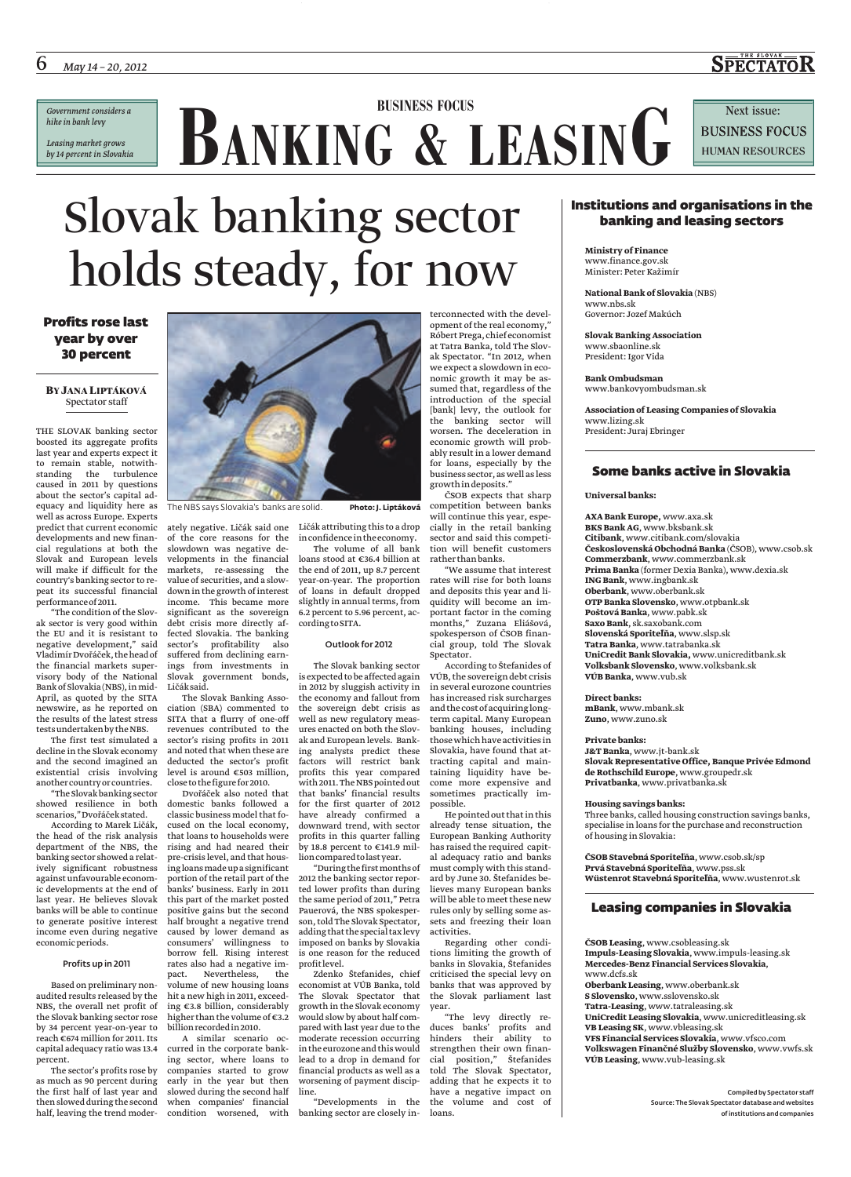*Government considers a hike in bank levy*

*Leasing market grows by 14 percent in Slovakia*

BUSINESS FOCUS

# BANKING & LEASING

Next issue: BUSINESS FOCUS HUMAN RESOURCES

# Slovak banking sector holds steady, for now

### Profits rose last year by over 30 percent

**BY JANA LIPTÁKOVÁ**
Spectator staff

THE SLOVAK banking sector boosted its aggregate profits last year and experts expect it to remain stable, notwithstanding the turbulence caused in 2011 by questions about the sector's capital adequacy and liquidity here as well as across Europe. Experts predict that current economic developments and new financial regulations at both the Slovak and European levels will make if difficult for the country's banking sector to repeat its successful financial performance of 2011.

"The condition of the Slovak sector is very good within the EU and it is resistant to negative development," said Vladimír Dvořáček, the head of the financial markets supervisory body of the National Bank of Slovakia (NBS), in mid-April, as quoted by the SITA newswire, as he reported on the results of the latest stress tests undertaken by the NBS.

The first test simulated a decline in the Slovak economy and the second imagined an existential crisis involving another country or countries.

"The Slovak banking sector showed resilience in both scenarios," Dvořáček stated.

According to Marek Ličák, the head of the risk analysis department of the NBS, the banking sector showed a relatively significant robustness against unfavourable economic developments at the end of last year. He believes Slovak banks will be able to continue to generate positive interest income even during negative economic periods.

#### Profits up in 2011

Based on preliminary non-audited results released by the NBS, the overall net profit of the Slovak banking sector rose by 34 percent year-on-year to reach €674 million for 2011. Its capital adequacy ratio was 13.4 percent.

The sector's profits rose by as much as 90 percent during the first half of last year and then slowed during the second half, leaving the trend moderately negative. Ličák said one of the core reasons for the slowdown was negative developments in the financial markets, re-assessing the value of securities, and a slowdown in the growth of interest income. This became more significant as the sovereign debt crisis more directly affected Slovakia. The banking sector's profitability also suffered from declining earnings from investments in Slovak government bonds, Ličák said.

The Slovak Banking Association (SBA) commented to SITA that a flurry of one-off revenues contributed to the sector's rising profits in 2011 and noted that when these are deducted the sector's profit level is around €503 million, close to the figure for 2010.

Dvořáček also noted that domestic banks followed a classic business model that focused on the local economy, that loans to households were rising and had neared their pre-crisis level, and that housing loans made up a significant portion of the retail part of the banks' business. Early in 2011 this part of the market posted positive gains but the second half brought a negative trend caused by lower demand as consumers' willingness to borrow fell. Rising interest rates also had a negative impact. Nevertheless, the volume of new housing loans hit a new high in 2011, exceeding €3.8 billion, considerably higher than the volume of €3.2 billion recorded in 2010.

A similar scenario occurred in the corporate banking sector, where loans to companies started to grow early in the year but then slowed during the second half when companies' financial condition worsened, with Ličák attributing this to a drop in confidence in the economy.

The volume of all bank loans stood at €36.4 billion at the end of 2011, up 8.7 percent year-on-year. The proportion of loans in default dropped slightly in annual terms, from 6.2 percent to 5.96 percent, according to SITA.

The NBS says Slovakia's banks are solid. Photo: J. Liptáková

#### Outlook for 2012

The Slovak banking sector is expected to be affected again in 2012 by sluggish activity in the economy and fallout from the sovereign debt crisis as well as new regulatory measures enacted on both the Slovak and European levels. Banking analysts predict these factors will restrict bank profits this year compared with 2011. The NBS pointed out that banks' financial results for the first quarter of 2012 have already confirmed a downward trend, with sector profits in this quarter falling by 18.8 percent to €141.9 million compared to last year.

"During the first months of 2012 the banking sector reported lower profits than during the same period of 2011," Petra Pauerová, the NBS spokesperson, told The Slovak Spectator, adding that the special tax levy imposed on banks by Slovakia is one reason for the reduced profit level.

Zdenko Štefanides, chief economist at VÚB Banka, told The Slovak Spectator that growth in the Slovak economy would slow by about half compared with last year due to the moderate recession occurring in the eurozone and this would lead to a drop in demand for financial products as well as a worsening of payment discipline.

"Developments in the banking sector are closely interconnected with the development of the real economy," Róbert Prega, chief economist at Tatra Banka, told The Slovak Spectator. "In 2012, when we expect a slowdown in economic growth it may be assumed that, regardless of the introduction of the special [bank] levy, the outlook for the banking sector will worsen. The deceleration in economic growth will probably result in a lower demand for loans, especially by the business sector, as well as less growth in deposits."

ČSOB expects that sharp competition between banks will continue this year, especially in the retail banking sector and said this competition will benefit customers rather than banks.

"We assume that interest rates will rise for both loans and deposits this year and liquidity will become an important factor in the coming months," Zuzana Eliášová, spokesperson of ČSOB financial group, told The Slovak Spectator.

According to Štefanides of VÚB, the sovereign debt crisis in several eurozone countries has increased risk surcharges and the cost of acquiring long-term capital. Many European banking houses, including those which have activities in Slovakia, have found that attracting capital and maintaining liquidity have become more expensive and sometimes practically impossible.

He pointed out that in this already tense situation, the European Banking Authority has raised the required capital adequacy ratio and banks must comply with this standard by June 30. Štefanides believes many European banks will be able to meet these new rules only by selling some assets and freezing their loan activities.

Regarding other conditions limiting the growth of banks in Slovakia, Štefanides criticised the special levy on banks that was approved by the Slovak parliament last year.

"The levy directly reduces banks' profits and hinders their ability to strengthen their own financial position," Štefanides told The Slovak Spectator, adding that he expects it to have a negative impact on the volume and cost of loans.

## Institutions and organisations in the banking and leasing sectors

**Ministry of Finance**
www.finance.gov.sk
Minister: Peter Kažimír

**National Bank of Slovakia** (NBS)
www.nbs.sk
Governor: Jozef Makúch

**Slovak Banking Association**
www.sbaonline.sk
President: Igor Vida

**Bank Ombudsman**
www.bankovyombudsman.sk

**Association of Leasing Companies of Slovakia**
www.lizing.sk
President: Juraj Ebringer

## Some banks active in Slovakia

**Universal banks:**

**AXA Bank Europe,** www.axa.sk
**BKS Bank AG**, www.bksbank.sk
**Citibank**, www.citibank.com/slovakia
**Československá Obchodná Banka** (ČSOB), www.csob.sk
**Commerzbank**, www.commerzbank.sk
**Prima Banka** (former Dexia Banka), www.dexia.sk
**ING Bank**, www.ingbank.sk
**Oberbank**, www.oberbank.sk
**OTP Banka Slovensko**, www.otpbank.sk
**Poštová Banka**, www.pabk.sk
**Saxo Bank**, sk.saxobank.com
**Slovenská Sporiteľňa**, www.slsp.sk
**Tatra Banka**, www.tatrabanka.sk
**UniCredit Bank Slovakia,** www.unicreditbank.sk
**Volksbank Slovensko**, www.volksbank.sk
**VÚB Banka**, www.vub.sk

**Direct banks:**
**mBank**, www.mbank.sk
**Zuno**, www.zuno.sk

**Private banks:**
**J&T Banka**, www.jt-bank.sk
**Slovak Representative Office, Banque Privée Edmond de Rothschild Europe**, www.groupedr.sk
**Privatbanka**, www.privatbanka.sk

**Housing savings banks:**
Three banks, called housing construction savings banks, specialise in loans for the purchase and reconstruction of housing in Slovakia:

**ČSOB Stavebná Sporiteľňa**, www.csob.sk/sp
**Prvá Stavebná Sporiteľňa**, www.pss.sk
**Wüstenrot Stavebná Sporiteľňa**, www.wustenrot.sk

## Leasing companies in Slovakia

**ČSOB Leasing**, www.csobleasing.sk
**Impuls-Leasing Slovakia**, www.impuls-leasing.sk
**Mercedes-Benz Financial Services Slovakia**, www.dcfs.sk
**Oberbank Leasing**, www.oberbank.sk
**S Slovensko**, www.sslovensko.sk
**Tatra-Leasing**, www.tatraleasing.sk
**UniCredit Leasing Slovakia**, www.unicreditleasing.sk
**VB Leasing SK**, www.vbleasing.sk
**VFS Financial Services Slovakia**, www.vfsco.com
**Volkswagen Finančné Služby Slovensko**, www.vwfs.sk
**VÚB Leasing**, www.vub-leasing.sk

Compiled by Spectator staff
Source: The Slovak Spectator database and websites of institutions and companies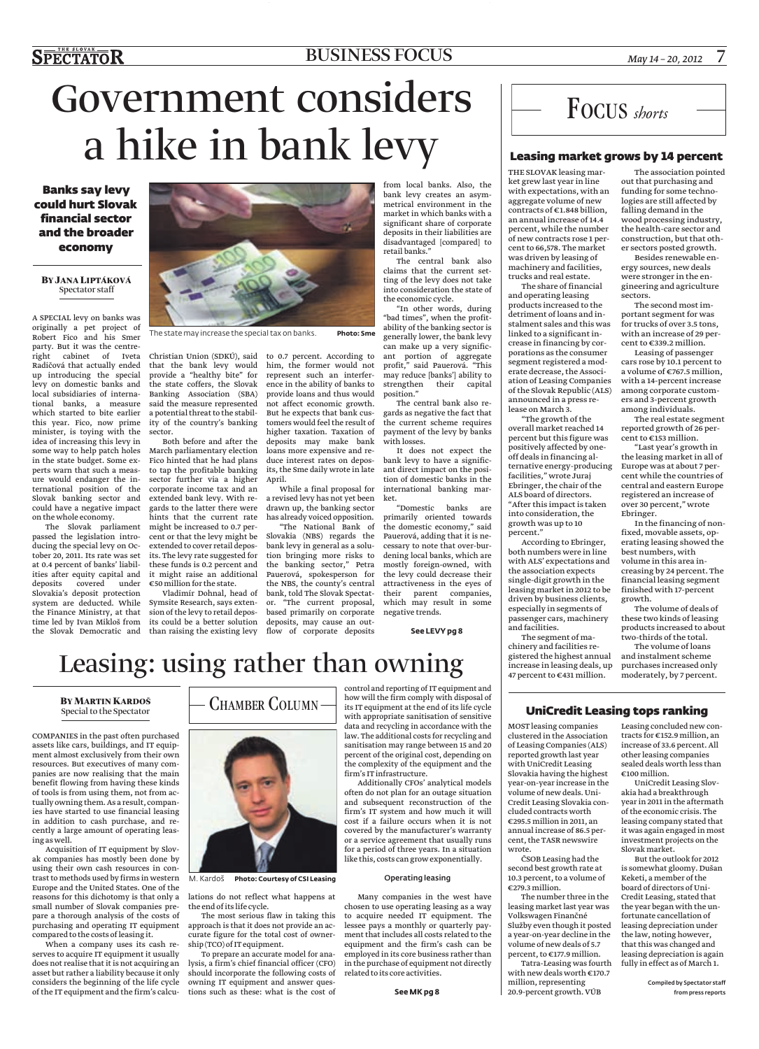# Government considers a hike in bank levy

**Banks say levy could hurt Slovak financial sector and the broader economy**

**By Jana Liptáková**
Spectator staff

The state may increase the special tax on banks. **Photo: Sme**

A SPECIAL levy on banks was originally a pet project of Robert Fico and his Smer party. But it was the centre-right cabinet of Iveta Radičová that actually ended up introducing the special levy on domestic banks and local subsidiaries of international banks, a measure which started to bite earlier this year. Fico, now prime minister, is toying with the idea of increasing this levy in some way to help patch holes in the state budget. Some experts warn that such a measure would endanger the international position of the Slovak banking sector and could have a negative impact on the whole economy.

The Slovak parliament passed the legislation introducing the special levy on October 20, 2011. Its rate was set at 0.4 percent of banks' liabilities after equity capital and deposits covered under Slovakia's deposit protection system are deducted. While the Finance Ministry, at that time led by Ivan Mikloš from the Slovak Democratic and Christian Union (SDKÚ), said that the bank levy would provide a "healthy bite" for the state coffers, the Slovak Banking Association (SBA) said the measure represented a potential threat to the stability of the country's banking sector.

Both before and after the March parliamentary election Fico hinted that he had plans to tap the profitable banking sector further via a higher corporate income tax and an extended bank levy. With regards to the latter there were hints that the current rate might be increased to 0.7 percent or that the levy might be extended to cover retail deposits. The levy rate suggested for these funds is 0.2 percent and it might raise an additional €50 million for the state.

Vladimír Dohnal, head of Symsite Research, says extension of the levy to retail deposits could be a better solution than raising the existing levy to 0.7 percent. According to him, the former would not represent such an interference in the ability of banks to provide loans and thus would not affect economic growth. But he expects that bank customers would feel the result of higher taxation. Taxation of deposits may make bank loans more expensive and reduce interest rates on deposits, the Sme daily wrote in late April.

While a final proposal for a revised levy has not yet been drawn up, the banking sector has already voiced opposition.

"The National Bank of Slovakia (NBS) regards the bank levy in general as a solution bringing more risks to the banking sector," Petra Pauerová, spokesperson for the NBS, the county's central bank, told The Slovak Spectator. "The current proposal, based primarily on corporate deposits, may cause an outflow of corporate deposits from local banks. Also, the bank levy creates an asymmetrical environment in the market in which banks with a significant share of corporate deposits in their liabilities are disadvantaged [compared] to retail banks."

The central bank also claims that the current setting of the levy does not take into consideration the state of the economic cycle.

"In other words, during "bad times", when the profitability of the banking sector is generally lower, the bank levy can make up a very significant portion of aggregate profit," said Pauerová. "This may reduce [banks'] ability to strengthen their capital position."

The central bank also regards as negative the fact that the current scheme requires payment of the levy by banks with losses.

It does not expect the bank levy to have a significant direct impact on the position of domestic banks in the international banking market.

"Domestic banks are primarily oriented towards the domestic economy," said Pauerová, adding that it is necessary to note that over-burdening local banks, which are mostly foreign-owned, with the levy could decrease their attractiveness in the eyes of their parent companies, which may result in some negative trends.

**See LEVY pg 8**

# Leasing: using rather than owning

**By Martin Kardoš**
Special to the Spectator

## Chamber Column

M. Kardoš **Photo: Courtesy of CSI Leasing**

COMPANIES in the past often purchased assets like cars, buildings, and IT equipment almost exclusively from their own resources. But executives of many companies are now realising that the main benefit flowing from having these kinds of tools is from using them, not from actually owning them. As a result, companies have started to use financial leasing in addition to cash purchase, and recently a large amount of operating leasing as well.

Acquisition of IT equipment by Slovak companies has mostly been done by using their own cash resources in contrast to methods used by firms in western Europe and the United States. One of the reasons for this dichotomy is that only a small number of Slovak companies prepare a thorough analysis of the costs of purchasing and operating IT equipment compared to the costs of leasing it.

When a company uses its cash reserves to acquire IT equipment it usually does not realise that it is not acquiring an asset but rather a liability because it only considers the beginning of the life cycle of the IT equipment and the firm's calculations do not reflect what happens at the end of its life cycle.

The most serious flaw in taking this approach is that it does not provide an accurate figure for the total cost of ownership (TCO) of IT equipment.

To prepare an accurate model for analysis, a firm's chief financial officer (CFO) should incorporate the following costs of owning IT equipment and answer questions such as these: what is the cost of control and reporting of IT equipment and how will the firm comply with disposal of its IT equipment at the end of its life cycle with appropriate sanitisation of sensitive data and recycling in accordance with the law. The additional costs for recycling and sanitisation may range between 15 and 20 percent of the original cost, depending on the complexity of the equipment and the firm's IT infrastructure.

Additionally CFOs' analytical models often do not plan for an outage situation and subsequent reconstruction of the firm's IT system and how much it will cost if a failure occurs when it is not covered by the manufacturer's warranty or a service agreement that usually runs for a period of three years. In a situation like this, costs can grow exponentially.

### Operating leasing

Many companies in the west have chosen to use operating leasing as a way to acquire needed IT equipment. The lessee pays a monthly or quarterly payment that includes all costs related to the equipment and the firm's cash can be employed in its core business rather than in the purchase of equipment not directly related to its core activities.

**See MK pg 8**

# Focus *shorts*

## Leasing market grows by 14 percent

THE SLOVAK leasing market grew last year in line with expectations, with an aggregate volume of new contracts of €1.848 billion, an annual increase of 14.4 percent, while the number of new contracts rose 1 percent to 66,578. The market was driven by leasing of machinery and facilities, trucks and real estate.

The share of financial and operating leasing products increased to the detriment of loans and instalment sales and this was linked to a significant increase in financing by corporations as the consumer segment registered a moderate decrease, the Association of Leasing Companies of the Slovak Republic (ALS) announced in a press release on March 3.

"The growth of the overall market reached 14 percent but this figure was positively affected by one-off deals in financing alternative energy-producing facilities," wrote Juraj Ebringer, the chair of the ALS board of directors. "After this impact is taken into consideration, the growth was up to 10 percent."

According to Ebringer, both numbers were in line with ALS' expectations and the association expects single-digit growth in the leasing market in 2012 to be driven by business clients, especially in segments of passenger cars, machinery and facilities.

The segment of machinery and facilities registered the highest annual increase in leasing deals, up 47 percent to €431 million.

The association pointed out that purchasing and funding for some technologies are still affected by falling demand in the wood processing industry, the health-care sector and construction, but that other sectors posted growth.

Besides renewable energy sources, new deals were stronger in the engineering and agriculture sectors.

The second most important segment was for trucks of over 3.5 tons, with an increase of 29 percent to €339.2 million.

Leasing of passenger cars rose by 10.1 percent to a volume of €767.5 million, with a 14-percent increase among corporate customers and 3-percent growth among individuals.

The real estate segment reported growth of 26 percent to €153 million.

"Last year's growth in the leasing market in all of Europe was at about 7 percent while the countries of central and eastern Europe registered an increase of over 30 percent," wrote Ebringer.

In the financing of non-fixed, movable assets, operating leasing showed the best numbers, with volume in this area increasing by 24 percent. The financial leasing segment finished with 17-percent growth.

The volume of deals of these two kinds of leasing products increased to about two-thirds of the total.

The volume of loans and instalment scheme purchases increased only moderately, by 7 percent.

## UniCredit Leasing tops ranking

MOST leasing companies clustered in the Association of Leasing Companies (ALS) reported growth last year with UniCredit Leasing Slovakia having the highest year-on-year increase in the volume of new deals. UniCredit Leasing Slovakia concluded contracts worth €295.5 million in 2011, an annual increase of 86.5 percent, the TASR newswire wrote.

ČSOB Leasing had the second best growth rate at 10.3 percent, to a volume of €279.3 million.

The number three in the leasing market last year was Volkswagen Finančné Služby even though it posted a year-on-year decline in the volume of new deals of 5.7 percent, to €177.9 million.

Tatra-Leasing was fourth with new deals worth €170.7 million, representing 20.9-percent growth. VÚB Leasing concluded new contracts for €152.9 million, an increase of 33.6 percent. All other leasing companies sealed deals worth less than €100 million.

UniCredit Leasing Slovakia had a breakthrough year in 2011 in the aftermath of the economic crisis. The leasing company stated that it was again engaged in most investment projects on the Slovak market.

But the outlook for 2012 is somewhat gloomy. Dušan Keketi, a member of the board of directors of UniCredit Leasing, stated that the year began with the unfortunate cancellation of leasing depreciation under the law, noting however, that this was changed and leasing depreciation is again fully in effect as of March 1.

*Compiled by Spectator staff from press reports*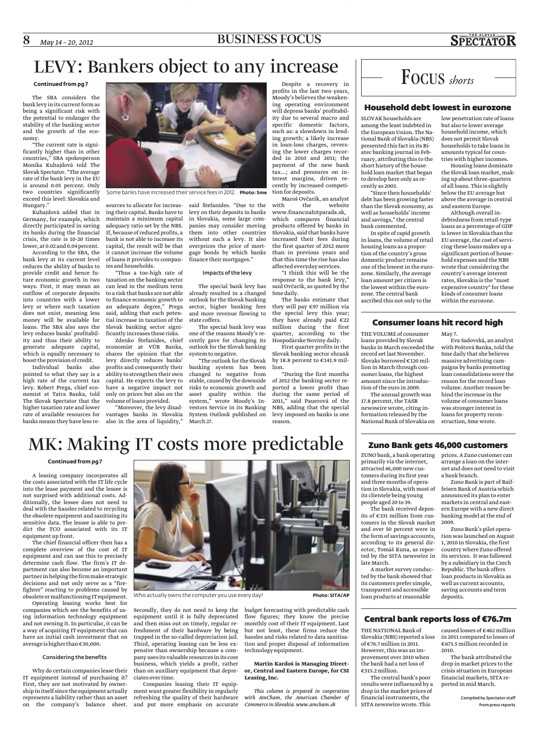# LEVY: Bankers object to any increase

**Continued from pg 7**

The SBA considers the bank levy in its current form as being a significant risk with the potential to endanger the stability of the banking sector and the growth of the economy.

"The current rate is significantly higher than in other countries," SBA spokesperson Monika Kuhajdová told The Slovak Spectator. "The average rate of the bank levy in the EU is around 0.05 percent. Only two countries significantly exceed this level: Slovakia and Hungary."

Kuhajdová added that in Germany, for example, which directly participated in saving its banks during the financial crisis, the rate is 10-20 times lower, at 0.02 and 0.04 percent.

According to the SBA, the bank levy at its current level reduces the ability of banks to provide credit and hence future economic growth in two ways. First, it may mean an outflow of corporate deposits into countries with a lower levy or where such taxation does not exist, meaning less money will be available for loans. The SBA also says the levy reduces banks' profitability and thus their ability to generate adequate capital, which is equally necessary to boost the provision of credit.

Individual banks also pointed to what they say is a high rate of the current tax levy. Róbert Prega, chief economist at Tatra Banka, told The Slovak Spectator that the higher taxation rate and lower rate of available resources for banks means they have less resources to allocate for increasing their capital. Banks have to maintain a minimum capital adequacy ratio set by the NBS. If, because of reduced profits, a bank is not able to increase its capital, the result will be that it cannot increase the volume of loans it provides to companies and households.

Some banks have increased their service fees in 2012. **Photo: Sme**

"Thus a too-high rate of taxation on the banking sector can lead in the medium term to a risk that banks are not able to finance economic growth to an adequate degree," Prega said, adding that each potential increase in taxation of the Slovak banking sector significantly increases these risks.

Zdenko Štefanides, chief economist at VÚB Banka, shares the opinion that the levy directly reduces banks' profits and consequently their ability to strengthen their own capital. He expects the levy to have a negative impact not only on prices but also on the volume of loans provided.

"Moreover, the levy disadvantages banks in Slovakia also in the area of liquidity," said Štefanides. "Due to the levy on their deposits in banks in Slovakia, some large companies may consider moving them into other countries without such a levy. It also overprices the price of mortgage bonds by which banks finance their mortgages."

### Impacts of the levy

The special bank levy has already resulted in a changed outlook for the Slovak banking sector, higher banking fees and more revenue flowing to state coffers.

The special bank levy was one of the reasons Moody's recently gave for changing its outlook for the Slovak banking system to negative.

"The outlook for the Slovak banking system has been changed to negative from stable, caused by the downside risks to economic growth and asset quality within the system," wrote Moody's Investors Service in its Banking System Outlook published on March 27.

Despite a recovery in profits in the last two years, Moody's believes the weakening operating environment will depress banks' profitability due to several macro and specific domestic factors, such as: a slowdown in lending growth; a likely increase in loan-loss charges, reversing the lower charges recorded in 2010 and 2011; the payment of the new bank tax...; and pressures on interest margins, driven recently by increased competition for deposits.

Maroš Ovčarik, an analyst with the website www.financnahitparada.sk, which compares financial products offered by banks in Slovakia, said that banks have increased their fees during the first quarter of 2012 more than in previous years and that this time the rise has also affected everyday services.

"I think this will be the response to the bank levy," said Ovčarik, as quoted by the Sme daily.

The banks estimate that they will pay €97 million via the special levy this year; they have already paid €22 million during the first quarter, according to the Hospodárske Noviny daily.

First quarter profits in the Slovak banking sector shrank by 18.8 percent to €141.9 million.

"During the first months of 2012 the banking sector reported a lower profit than during the same period of 2011," said Pauerová of the NBS, adding that the special levy imposed on banks is one reason.

# MK: Making IT costs more predictable

**Continued from pg 7**

A leasing company incorporates all the costs associated with the IT life cycle into the lease payment and the lessee is not surprised with additional costs. Additionally, the lessee does not need to deal with the hassles related to recycling the obsolete equipment and sanitising its sensitive data. The lessee is able to predict the TCO associated with its IT equipment up front.

The chief financial officer then has a complete overview of the cost of IT equipment and can use this to precisely determine cash flow. The firm's IT department can also become an important partner in helping the firm make strategic decisions and not only serve as a "firefighter" reacting to problems caused by obsolete or malfunctioning IT equipment.

Operating leasing works best for companies which see the benefits of using information technology equipment and not owning it. In particular, it can be a way of acquiring IT equipment that can have an initial cash investment that on average is higher than €30,000.

### Considering the benefits

Why do certain companies lease their IT equipment instead of purchasing it? First, they are not motivated by ownership in itself since the equipment actually represents a liability rather than an asset on the company's balance sheet.

Who actually owns the computer you use every day? **Photo: SITA/AP**

Secondly, they do not need to keep the equipment until it is fully depreciated and then miss out on timely, regular refreshment of their hardware by being trapped in the so-called depreciation jail. Third, operating leasing can be less expensive than ownership because a company uses its valuable resources in its core business, which yields a profit, rather than on auxiliary equipment that depreciates over time.

Companies leasing their IT equipment want greater flexibility in regularly refreshing the quality of their hardware and put more emphasis on accurate budget forecasting with predictable cash flow figures; they know the precise monthly cost of their IT equipment. Last but not least, these firms reduce the hassles and risks related to data sanitisation and proper disposal of information technology equipment.

**Martin Kardoš is Managing Director, Central and Eastern Europe, for CSI Leasing, Inc.**

*This column is prepared in cooperation with AmCham, the American Chamber of Commerce in Slovakia. www.amcham.sk*

# Focus *shorts*

## Household debt lowest in eurozone

SLOVAK households are among the least indebted in the European Union. The National Bank of Slovakia (NBS) presented this fact in its Biatec banking journal in February, attributing this to the short history of the household loan market that began to develop here only as recently as 2003.

"Since then households' debt has been growing faster than the Slovak economy, as well as households' income and savings," the central bank commented.

In spite of rapid growth in loans, the volume of retail housing loans as a proportion of the country's gross domestic product remains one of the lowest in the eurozone. Similarly, the average loan amount per citizen is the lowest within the eurozone. The central bank ascribed this not only to the low penetration rate of loans but also to lower average household income, which does not permit Slovak households to take loans in amounts typical for countries with higher incomes.

Housing loans dominate the Slovak loan market, making up about three-quarters of all loans. This is slightly below the EU average but above the average in central and eastern Europe.

Although overall indebtedness from retail-type loans as a percentage of GDP is lower in Slovakia than the EU average, the cost of servicing these loans makes up a significant portion of household expenses and the NBS wrote that considering the country's average interest rates, Slovakia is the "most expensive country" for these kinds of consumer loans within the eurozone.

## Consumer loans hit record high

THE VOLUME of consumer loans provided by Slovak banks in March exceeded the record set last November. Slovaks borrowed €120 million in March through consumer loans, the highest amount since the introduction of the euro in 2009.

The annual growth was 17.8 percent, the TASR newswire wrote, citing information released by the National Bank of Slovakia on May 7.

Eva Sadovská, an analyst with Poštová Banka, told the Sme daily that she believes massive advertising campaigns by banks promoting loan consolidations were the reason for the record loan volume. Another reason behind the increase in the volume of consumer loans was stronger interest in loans for property reconstruction, Sme wrote.

## Zuno Bank gets 46,000 customers

ZUNO bank, a bank operating primarily via the internet, attracted 46,000 new customers during its first year and three months of operation in Slovakia, with most of its clientele being young people aged 20 to 39.

The bank received deposits of €331 million from customers in the Slovak market and over 50 percent were in the form of savings accounts, according to its general director, Tomáš Kuna, as reported by the SITA newswire in late March.

A market survey conducted by the bank showed that its customers prefer simple, transparent and accessible loan products at reasonable prices. A Zuno customer can arrange a loan on the internet and does not need to visit a bank branch.

Zuno Bank is part of Raiffeisen Bank of Austria which announced its plan to enter markets in central and eastern Europe with a new direct banking model at the end of 2009.

Zuno Bank's pilot operation was launched on August 1, 2010 in Slovakia, the first country where Zuno offered its services. It was followed by a subsidiary in the Czech Republic. The bank offers loan products in Slovakia as well as current accounts, saving accounts and term deposits.

## Central bank reports loss of €76.7m

THE NATIONAL Bank of Slovakia (NBS) reported a loss of €76.7 million in 2011. However, this was an improvement over 2010 when the bank had a net loss of €515.2 million.

The central bank's poor results were influenced by a drop in the market prices of financial instruments, the SITA newswire wrote. This caused losses of €462 million in 2011 compared to losses of €673.5 million recorded in 2010.

The bank attributed the drop in market prices to the crisis situation in European financial markets, SITA reported in mid March.

Compiled by Spectator staff from press reports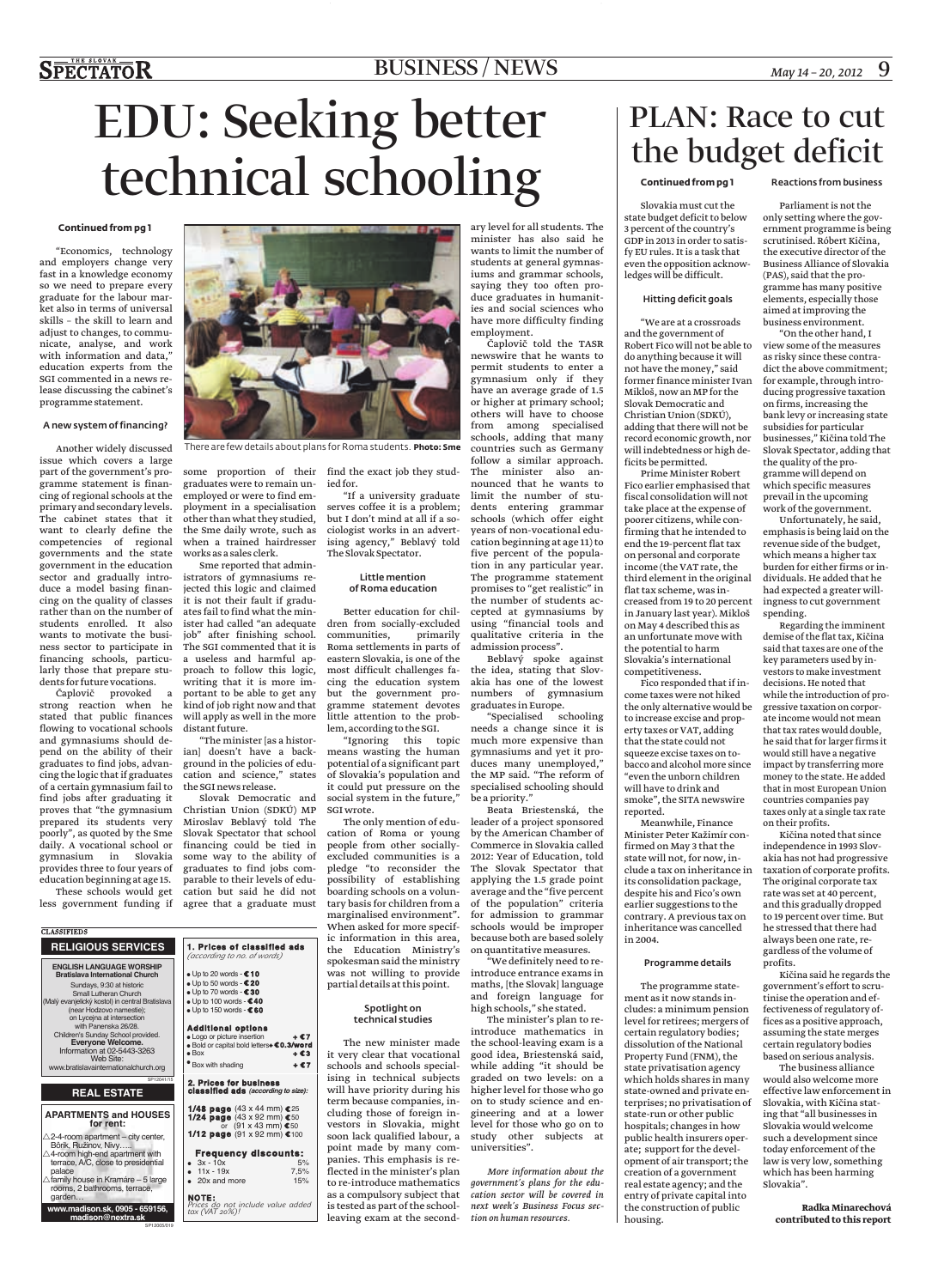# EDU: Seeking better technical schooling

**Continued from pg 1**

"Economics, technology and employers change very fast in a knowledge economy so we need to prepare every graduate for the labour market also in terms of universal skills – the skill to learn and adjust to changes, to communicate, analyse, and work with information and data," education experts from the SGI commented in a news release discussing the cabinet's programme statement.

### A new system of financing?

Another widely discussed issue which covers a large part of the government's programme statement is financing of regional schools at the primary and secondary levels. The cabinet states that it want to clearly define the competencies of regional governments and the state government in the education sector and gradually introduce a model basing financing on the quality of classes rather than on the number of students enrolled. It also wants to motivate the business sector to participate in financing schools, particularly those that prepare students for future vocations.

Čaplovič provoked a strong reaction when he stated that public finances flowing to vocational schools and gymnasiums should depend on the ability of their graduates to find jobs, advancing the logic that if graduates of a certain gymnasium fail to find jobs after graduating it proves that "the gymnasium prepared its students very poorly", as quoted by the Sme daily. A vocational school or gymnasium in Slovakia provides three to four years of education beginning at age 15.

These schools would get less government funding if some proportion of their graduates were to remain unemployed or were to find employment in a specialisation other than what they studied, the Sme daily wrote, such as when a trained hairdresser works as a sales clerk.

There are few details about plans for Roma students. **Photo: Sme**

Sme reported that administrators of gymnasiums rejected this logic and claimed it is not their fault if graduates fail to find what the minister had called "an adequate job" after finishing school. The SGI commented that it is a useless and harmful approach to follow this logic, writing that it is more important to be able to get any kind of job right now and that will apply as well in the more distant future.

"The minister [as a historian] doesn't have a background in the policies of education and science," states the SGI news release.

Slovak Democratic and Christian Union (SDKÚ) MP Miroslav Beblavý told The Slovak Spectator that school financing could be tied in some way to the ability of graduates to find jobs comparable to their levels of education but said he did not agree that a graduate must find the exact job they studied for.

"If a university graduate serves coffee it is a problem; but I don't mind at all if a sociologist works in an advertising agency," Beblavý told The Slovak Spectator.

### Little mention of Roma education

Better education for children from socially-excluded communities, primarily Roma settlements in parts of eastern Slovakia, is one of the most difficult challenges facing the education system but the government programme statement devotes little attention to the problem, according to the SGI.

"Ignoring this topic means wasting the human potential of a significant part of Slovakia's population and it could put pressure on the social system in the future," SGI wrote.

The only mention of education of Roma or young people from other socially-excluded communities is a pledge "to reconsider the possibility of establishing boarding schools on a voluntary basis for children from a marginalised environment". When asked for more specific information in this area, the Education Ministry's spokesman said the ministry was not willing to provide partial details at this point.

### Spotlight on technical studies

The new minister made it very clear that vocational schools and schools specialising in technical subjects will have priority during his tenure because companies, including those of foreign investors in Slovakia, might soon lack qualified labour, a point made by many companies. This emphasis is reflected in the minister's plan to re-introduce mathematics as a compulsory subject that is tested as part of the school-leaving exam at the secondary level for all students. The minister has also said he wants to limit the number of students at general gymnasiums and grammar schools, saying they too often produce graduates in humanities and social sciences who have more difficulty finding employment.

Čaplovič told the TASR newswire that he wants to permit students to enter a gymnasium only if they have an average grade of 1.5 or higher at primary school; others will have to choose from among specialised schools, adding that many countries such as Germany follow a similar approach. The minister also announced that he wants to limit the number of students entering grammar schools (which offer eight years of non-vocational education beginning at age 11) to five percent of the population in any particular year. The programme statement promises to "get realistic" in the number of students accepted at gymnasiums by using "financial tools and qualitative criteria in the admission process".

Beblavý spoke against the idea, stating that Slovakia has one of the lowest numbers of gymnasium graduates in Europe.

"Specialised schooling needs a change since it is much more expensive than gymnasiums and yet it produces many unemployed," the MP said. "The reform of specialised schooling should be a priority."

Beata Briestenská, the leader of a project sponsored by the American Chamber of Commerce in Slovakia called 2012: Year of Education, told The Slovak Spectator that applying the 1.5 grade point average and the "five percent of the population" criteria for admission to grammar schools would be improper because both are based solely on quantitative measures.

"We definitely need to re-introduce entrance exams in maths, [the Slovak] language and foreign language for high schools," she stated.

The minister's plan to re-introduce mathematics in the school-leaving exam is a good idea, Briestenská said, while adding "it should be graded on two levels: on a higher level for those who go on to study science and engineering and at a lower level for those who go on to study other subjects at universities".

*More information about the government's plans for the education sector will be covered in next week's Business Focus section on human resources.*

# PLAN: Race to cut the budget deficit

**Continued from pg 1**

Slovakia must cut the state budget deficit to below 3 percent of the country's GDP in 2013 in order to satisfy EU rules. It is a task that even the opposition acknowledges will be difficult.

### Hitting deficit goals

"We are at a crossroads and the government of Robert Fico will not be able to do anything because it will not have the money," said former finance minister Ivan Mikloš, now an MP for the Slovak Democratic and Christian Union (SDKÚ), adding that there will not be record economic growth, nor will indebtedness or high deficits be permitted.

Prime Minister Robert Fico earlier emphasised that fiscal consolidation will not take place at the expense of poorer citizens, while confirming that he intended to end the 19-percent flat tax on personal and corporate income (the VAT rate, the third element in the original flat tax scheme, was increased from 19 to 20 percent in January last year). Mikloš on May 4 described this as an unfortunate move with the potential to harm Slovakia's international competitiveness.

Fico responded that if income taxes were not hiked the only alternative would be to increase excise and property taxes or VAT, adding that the state could not squeeze excise taxes on tobacco and alcohol more since "even the unborn children will have to drink and smoke", the SITA newswire reported.

Meanwhile, Finance Minister Peter Kažimír confirmed on May 3 that the state will not, for now, include a tax on inheritance in its consolidation package, despite his and Fico's own earlier suggestions to the contrary. A previous tax on inheritance was cancelled in 2004.

### Programme details

The programme statement as it now stands includes: a minimum pension level for retirees; mergers of certain regulatory bodies; dissolution of the National Property Fund (FNM), the state privatisation agency which holds shares in many state-owned and private enterprises; no privatisation of state-run or other public hospitals; changes in how public health insurers operate; support for the development of air transport; the creation of a government real estate agency; and the entry of private capital into the construction of public housing.

### Reactions from business

Parliament is not the only setting where the government programme is being scrutinised. Róbert Kičina, the executive director of the Business Alliance of Slovakia (PAS), said that the programme has many positive elements, especially those aimed at improving the business environment.

"On the other hand, I view some of the measures as risky since these contradict the above commitment; for example, through introducing progressive taxation on firms, increasing the bank levy or increasing state subsidies for particular businesses," Kičina told The Slovak Spectator, adding that the quality of the programme will depend on which specific measures prevail in the upcoming work of the government.

Unfortunately, he said, emphasis is being laid on the revenue side of the budget, which means a higher tax burden for either firms or individuals. He added that he had expected a greater willingness to cut government spending.

Regarding the imminent demise of the flat tax, Kičina said that taxes are one of the key parameters used by investors to make investment decisions. He noted that while the introduction of progressive taxation on corporate income would not mean that tax rates would double, he said that for larger firms it would still have a negative impact by transferring more money to the state. He added that in most European Union countries companies pay taxes only at a single tax rate on their profits.

Kičina noted that since independence in 1993 Slovakia has not had progressive taxation of corporate profits. The original corporate tax rate was set at 40 percent, and this gradually dropped to 19 percent over time. But he stressed that there had always been one rate, regardless of the volume of profits.

Kičina said he regards the government's effort to scrutinise the operation and effectiveness of regulatory offices as a positive approach, assuming the state merges certain regulatory bodies based on serious analysis.

The business alliance would also welcome more effective law enforcement in Slovakia, with Kičina stating that "all businesses in Slovakia would welcome such a development since today enforcement of the law is very low, something which has been harming Slovakia".

**Radka Minarechová contributed to this report**

---

## CLASSIFIEDS

### RELIGIOUS SERVICES

**ENGLISH LANGUAGE WORSHIP**
**Bratislava International Church**
Sundays, 9:30 at historic Small Lutheran Church (Malý evanjelický kostol) in central Bratislava (near Hodzovo namestie); on Lycejna at intersection with Panenska 26/28.
Children's Sunday School provided.
**Everyone Welcome.**
Information at 02-5443-3263
Web Site: www.bratislavainternationalchurch.org

SP12041/15

### REAL ESTATE

**APARTMENTS and HOUSES for rent:**

- △2-4-room apartment – city center, Bôrik, Ružinov, Nivy…..
- △4-room high-end apartment with terrace, A/C, close to presidential palace
- △family house in Kramáre – 5 large rooms, 2 bathrooms, terrace, garden…

**www.madison.sk, 0905 - 659156, madison@nextra.sk**

SP13005/019

### 1. Prices of classified ads
*(according to no. of words)*

- Up to 20 words - € 10
- Up to 50 words - € 20
- Up to 70 words - € 30
- Up to 100 words - € 40
- Up to 150 words - € 60

**Additional options**

- Logo or picture insertion + € 7
- Bold or capital bold letters + € 0.3/word
- Box + € 3
- Box with shading + € 7

### 2. Prices for business classified ads *(according to size):*

- **1/48 page** (43 x 44 mm) € 25
- **1/24 page** (43 x 92 mm) € 50 or (91 x 43 mm) € 50
- **1/12 page** (91 x 92 mm) € 100

**Frequency discounts:**

- 3x - 10x 5%
- 11x - 19x 7.5%
- 20x and more 15%

**NOTE:**
*Prices do not include value added tax (VAT 20%)!*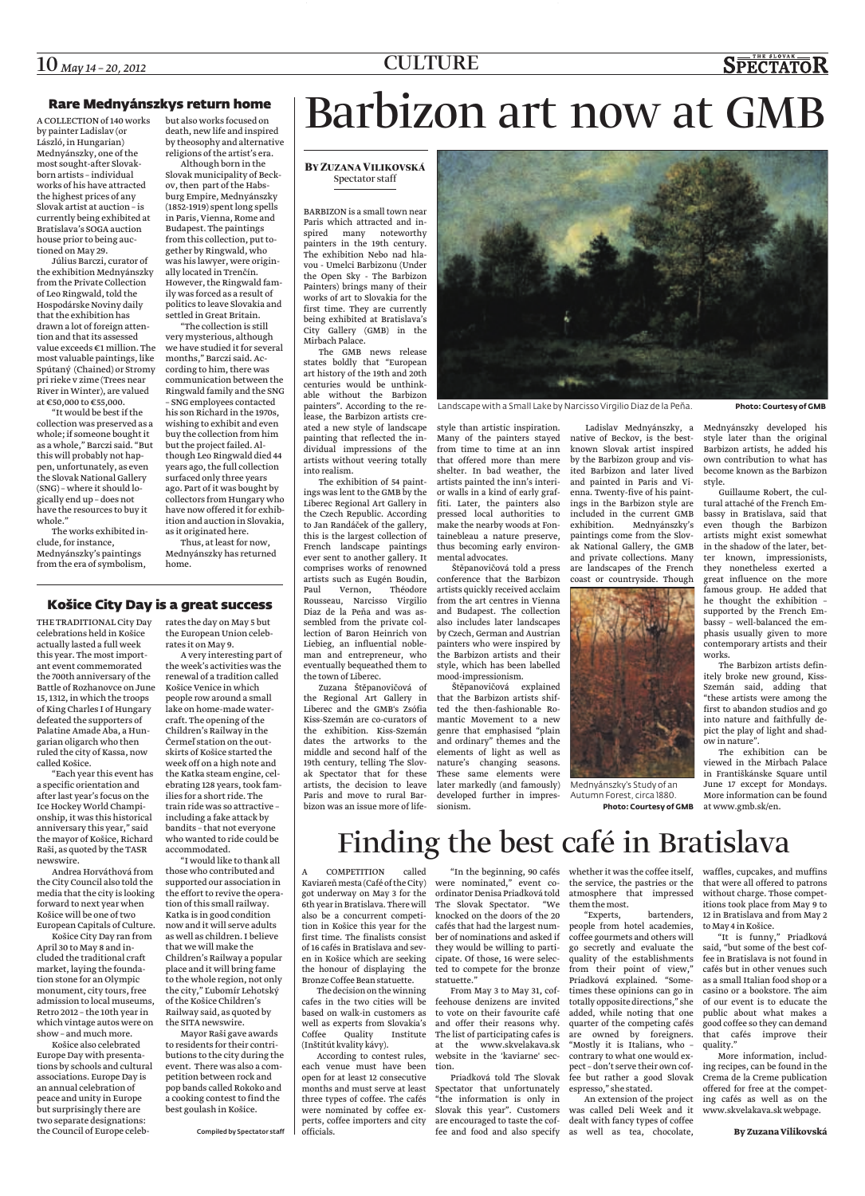## Rare Mednyánszkys return home

A COLLECTION of 140 works by painter Ladislav (or László, in Hungarian) Mednyánszky, one of the most sought-after Slovak-born artists – individual works of his have attracted the highest prices of any Slovak artist at auction – is currently being exhibited at Bratislava's SOGA auction house prior to being auctioned on May 29.

Július Barczi, curator of the exhibition Mednyánszky from the Private Collection of Leo Ringwald, told the Hospodárske Noviny daily that the exhibition has drawn a lot of foreign attention and that its assessed value exceeds €1 million. The most valuable paintings, like Spútaný (Chained) or Stromy pri rieke v zime (Trees near River in Winter), are valued at €50,000 to €55,000.

"It would be best if the collection was preserved as a whole; if someone bought it as a whole," Barczi said. "But this will probably not happen, unfortunately, as even the Slovak National Gallery (SNG) – where it should logically end up – does not have the resources to buy it whole."

The works exhibited include, for instance, Mednyánszky's paintings from the era of symbolism, but also works focused on death, new life and inspired by theosophy and alternative religions of the artist's era.

Although born in the Slovak municipality of Beckov, then part of the Habsburg Empire, Mednyánszky (1852-1919) spent long spells in Paris, Vienna, Rome and Budapest. The paintings from this collection, put together by Ringwald, who was his lawyer, were originally located in Trenčín. However, the Ringwald family was forced as a result of politics to leave Slovakia and settled in Great Britain.

"The collection is still very mysterious, although we have studied it for several months," Barczi said. According to him, there was communication between the Ringwald family and the SNG – SNG employees contacted his son Richard in the 1970s, wishing to exhibit and even buy the collection from him but the project failed. Although Leo Ringwald died 44 years ago, the full collection surfaced only three years ago. Part of it was bought by collectors from Hungary who have now offered it for exhibition and auction in Slovakia, as it originated here.

Thus, at least for now, Mednyánszky has returned home.

## Košice City Day is a great success

THE TRADITIONAL City Day celebrations held in Košice actually lasted a full week this year. The most important event commemorated the 700th anniversary of the Battle of Rozhanovce on June 15, 1312, in which the troops of King Charles I of Hungary defeated the supporters of Palatine Amade Aba, a Hungarian oligarch who then ruled the city of Kassa, now called Košice.

"Each year this event has a specific orientation and after last year's focus on the Ice Hockey World Championship, it was this historical anniversary this year," said the mayor of Košice, Richard Raši, as quoted by the TASR newswire.

Andrea Horváthová from the City Council also told the media that the city is looking forward to next year when Košice will be one of two European Capitals of Culture.

Košice City Day ran from April 30 to May 8 and included the traditional craft market, laying the foundation stone for an Olympic monument, city tours, free admission to local museums, Retro 2012 – the 10th year in which vintage autos were on show – and much more.

Košice also celebrated Europe Day with presentations by schools and cultural associations. Europe Day is an annual celebration of peace and unity in Europe but surprisingly there are two separate designations: the Council of Europe celebrates the day on May 5 but the European Union celebrates it on May 9.

A very interesting part of the week's activities was the renewal of a tradition called Košice Venice in which people row around a small lake on home-made watercraft. The opening of the Children's Railway in the Čermeľ station on the outskirts of Košice started the week off on a high note and the Katka steam engine, celebrating 128 years, took families for a short ride. The train ride was so attractive – including a fake attack by bandits – that not everyone who wanted to ride could be accommodated.

"I would like to thank all those who contributed and supported our association in the effort to revive the operation of this small railway. Katka is in good condition now and it will serve adults as well as children. I believe that we will make the Children's Railway a popular place and it will bring fame to the whole region, not only the city," Ľubomír Lehotský of the Košice Children's Railway said, as quoted by the SITA newswire.

Mayor Raši gave awards to residents for their contributions to the city during the event. There was also a competition between rock and pop bands called Rokoko and a cooking contest to find the best goulash in Košice.

Compiled by Spectator staff

# Barbizon art now at GMB

**By Zuzana Vilikovská**
Spectator staff

BARBIZON is a small town near Paris which attracted and inspired many noteworthy painters in the 19th century. The exhibition Nebo nad hlavou - Umelci Barbizonu (Under the Open Sky - The Barbizon Painters) brings many of their works of art to Slovakia for the first time. They are currently being exhibited at Bratislava's City Gallery (GMB) in the Mirbach Palace.

The GMB news release states boldly that "European art history of the 19th and 20th centuries would be unthinkable without the Barbizon painters". According to the release, the Barbizon artists created a new style of landscape painting that reflected the individual impressions of the artists without veering totally into realism.

The exhibition of 54 paintings was lent to the GMB by the Liberec Regional Art Gallery in the Czech Republic. According to Jan Randáček of the gallery, this is the largest collection of French landscape paintings ever sent to another gallery. It comprises works of renowned artists such as Eugén Boudin, Paul Vernon, Théodore Rousseau, Narcisso Virgilio Diaz de la Peña and was assembled from the private collection of Baron Heinrich von Liebieg, an influential nobleman and entrepreneur, who eventually bequeathed them to the town of Liberec.

Landscape with a Small Lake by Narcisso Virgilio Diaz de la Peña. Photo: Courtesy of GMB

Zuzana Štěpanovičová of the Regional Art Gallery in Liberec and the GMB's Zsófia Kiss-Szemán are co-curators of the exhibition. Kiss-Szemán dates the artworks to the middle and second half of the 19th century, telling The Slovak Spectator that for these artists, the decision to leave Paris and move to rural Barbizon was an issue more of lifestyle than artistic inspiration. Many of the painters stayed from time to time at an inn that offered more than mere shelter. In bad weather, the artists painted the inn's interior or walls in a kind of early graffiti. Later, the painters also pressed local authorities to make the nearby woods at Fontainebleau a nature preserve, thus becoming early environmental advocates.

Štěpanovičová told a press conference that the Barbizon artists quickly received acclaim from the art centres in Vienna and Budapest. The collection also includes later landscapes by Czech, German and Austrian painters who were inspired by the Barbizon artists and their style, which has been labelled mood-impressionism.

Štěpanovičová explained that the Barbizon artists shifted the then-fashionable Romantic Movement to a new genre that emphasised "plain and ordinary" themes and the elements of light as well as nature's changing seasons. These same elements were later markedly (and famously) developed further in impressionism.

Ladislav Mednyánszky, a native of Beckov, is the best-known Slovak artist inspired by the Barbizon group and visited Barbizon and later lived and painted in Paris and Vienna. Twenty-five of his paintings in the Barbizon style are included in the current GMB exhibition. Mednyánszky's paintings come from the Slovak National Gallery, the GMB and private collections. Many are landscapes of the French coast or countryside. Though Mednyánszky developed his style later than the original Barbizon artists, he added his own contribution to what has become known as the Barbizon style.

Mednyánszky's Study of an Autumn Forest, circa 1880. Photo: Courtesy of GMB

Guillaume Robert, the cultural attaché of the French Embassy in Bratislava, said that even though the Barbizon artists might exist somewhat in the shadow of the later, better known, impressionists, they nonetheless exerted a great influence on the more famous group. He added that he thought the exhibition – supported by the French Embassy – well-balanced the emphasis usually given to more contemporary artists and their works.

The Barbizon artists definitely broke new ground, Kiss-Szemán said, adding that "these artists were among the first to abandon studios and go into nature and faithfully depict the play of light and shadow in nature".

The exhibition can be viewed in the Mirbach Palace in Františkánske Square until June 17 except for Mondays. More information can be found at www.gmb.sk/en.

# Finding the best café in Bratislava

A COMPETITION called Kaviareň mesta (Café of the City) got underway on May 3 for the 6th year in Bratislava. There will also be a concurrent competition in Košice this year for the first time. The finalists consist of 16 cafés in Bratislava and seven in Košice which are seeking the honour of displaying the Bronze Coffee Bean statuette.

The decision on the winning cafes in the two cities will be based on walk-in customers as well as experts from Slovakia's Coffee Quality Institute (Inštitút kvality kávy).

According to contest rules, each venue must have been open for at least 12 consecutive months and must serve at least three types of coffee. The cafés were nominated by coffee experts, coffee importers and city officials.

"In the beginning, 90 cafés were nominated," event coordinator Denisa Priadková told The Slovak Spectator. "We knocked on the doors of the 20 cafés that had the largest number of nominations and asked if they would be willing to participate. Of those, 16 were selected to compete for the bronze statuette."

From May 3 to May 31, coffeehouse denizens are invited to vote on their favourite café and offer their reasons why. The list of participating cafes is at the www.skvelakava.sk website in the 'kaviarne' section.

Priadková told The Slovak Spectator that unfortunately "the information is only in Slovak this year". Customers are encouraged to taste the coffee and food and also specify whether it was the coffee itself, the service, the pastries or the atmosphere that impressed them the most.

"Experts, bartenders, people from hotel academies, coffee gourmets and others will go secretly and evaluate the quality of the establishments from their point of view," Priadková explained. "Sometimes these opinions can go in totally opposite directions," she added, while noting that one quarter of the competing cafés are owned by foreigners. "Mostly it is Italians, who – contrary to what one would expect – don't serve their own coffee but rather a good Slovak espresso," she stated.

An extension of the project was called Deli Week and it dealt with fancy types of coffee as well as tea, chocolate, waffles, cupcakes, and muffins that were all offered to patrons without charge. Those competitions took place from May 9 to 12 in Bratislava and from May 2 to May 4 in Košice.

"It is funny," Priadková said, "but some of the best coffee in Bratislava is not found in cafés but in other venues such as a small Italian food shop or a casino or a bookstore. The aim of our event is to educate the public about what makes a good coffee so they can demand that cafés improve their quality."

More information, including recipes, can be found in the Crema de la Creme publication offered for free at the competing cafés as well as on the www.skvelakava.sk webpage.

**By Zuzana Vilikovská**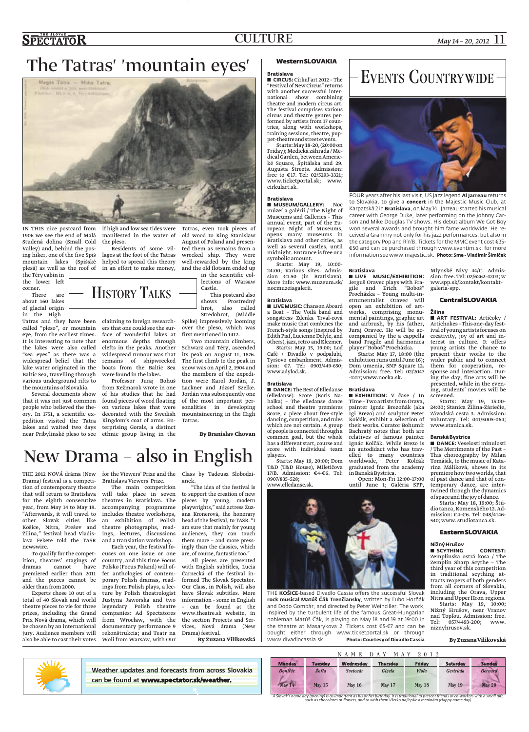# The Tatras' 'mountain eyes'

IN THIS nice postcard from 1906 we see the end of Malá Studená dolina (Small Cold Valley) and, behind the posing hiker, one of the five Spiš mountain lakes (Spišské plesá) as well as the roof of the Téry cabin in the lower left corner.

## History Talks

There are about 160 lakes of glacial origin in the High Tatras and they have been called "pleso", or mountain eye, from the earliest times. It is interesting to note that the lakes were also called "sea eyes" as there was a widespread belief that the lake water originated in the Baltic Sea, travelling through various underground rifts to the mountains of Slovakia.

Several documents show that it was not just common people who believed the theory. In 1751, a scientific expedition visited the Tatra lakes and waited two days near Pribylinské pleso to see if high and low sea tides were manifested in the water of the pleso.

Residents of some villages at the foot of the Tatras helped to spread this theory in an effort to make money, claiming to foreign researchers that one could see the surface of wonderful lakes at enormous depths through clefts in the peaks. Another widespread rumour was that remains of shipwrecked boats from the Baltic Sea were found in the lakes.

Professor Juraj Bohuš from Kežmarok wrote in one of his studies that he had found pieces of wood floating on various lakes that were decorated with the Swedish Kingdom's coat of arms. Enterprising Gorals, a distinct ethnic group living in the Tatras, even took pieces of old wood to King Stanislaw August of Poland and presented them as remains from a wrecked ship. They were well-rewarded by the king and the old flotsam ended up in the scientific collections of Warsaw Castle.

This postcard also shows Prostredný hrot, also called Stredohrot, (Middle Spike) impressively looming over the pleso, which was first mentioned in 1412.

Two mountain climbers, Schwarz and Téry, ascended its peak on August 11, 1876. The first climb to the peak in snow was on April 2, 1904 and the members of the expedition were Karol Jordán, J. Lackner and József Szelke. Jordán was subsequently one of the most important personalities in developing mountaineering in the High Tatras.

**By Branislav Chovan**

# New Drama – also in English

THE 2012 NOVÁ dráma (New Drama) festival is a competition of contemporary theatre that will return to Bratislava for the eighth consecutive year, from May 14 to May 19. "Afterwards, it will travel to other Slovak cities like Košice, Nitra, Prešov and Žilina," festival head Vladislava Fekete told the TASR newswire.

To qualify for the competition, theatres' stagings of dramas cannot have premiered earlier than 2011 and the pieces cannot be older than from 2000.

Experts chose 10 out of a total of 40 Slovak and world theatre pieces to vie for three prizes, including the Grand Prix Nová drama, which will be chosen by an international jury. Audience members will also be able to cast their votes for the Viewers' Prize and the Bratislava Viewers' Prize.

The main competition will take place in seven theatres in Bratislava. The accompanying programme includes theatre workshops, an exhibition of Polish theatre photographs, readings, lectures, discussions and a translation workshop.

Each year, the festival focuses on one issue or one country, and this time Focus Polsko (Focus Poland) will offer anthologies of contemporary Polish dramas, readings from Polish plays, a lecture by Polish theatrologist Justyna Jaworska and two legendary Polish theatre companies: Ad Spectatores from Wroclaw, with the documentary performance 9 rekonštrukcia; and Teatr na Woli from Warsaw, with Our Class by Tadeusz Slobodzianek.

"The idea of the festival is to support the creation of new pieces by young, modern playwrights," said actress Zuzana Kronerová, the honorary head of the festival, to TASR. "I am sure that mainly for young audiences, they can touch them more – and more pressingly than the classics, which are, of course, fantastic too."

All pieces are presented with English subtitles, Lucia Čarnecká of the festival informed The Slovak Spectator. Our Class, in Polish, will also have Slovak subtitles. More information – some in English – can be found at the www.theatre.sk website, in the section Projects and Services, Nová drama (New Drama) festival.

**By Zuzana Vilikovská**

# Events Countrywide

FOUR years after his last visit, US jazz legend **Al Jarreau** returns to Slovakia, to give a **concert** in the Majestic Music Club, at Karpatská 2 in **Bratislava**, on May 14. Jarreau started his musical career with George Duke, later performing on the Johnny Carson and Mike Douglas TV shows. His debut album We Got Boy won several awards and brought him fame worldwide. He received a Grammy not only for his jazz performances, but also in the category Pop and R'n'B. Tickets for the MMC event cost €35-€50 and can be purchased through www.eventim.sk; for more information see www.majestic.sk. **Photo: Sme - Vladimír Šimíček**

## Western SLOVAKIA

**Bratislava**

■ **CIRCUS:** Cirkul'art 2012 – The "Festival of New Circus" returns with another successful international show combining theatre and modern circus art. The festival comprises various circus and theatre genres performed by artists from 17 countries, along with workshops, training sessions, theatre, puppet-theatre and street events.

Starts: May 18-20, (20:00 on Friday); Medická záhrada / Medical Garden, between Americké Square, Špitálska and 29. Augusta Streets. Admission: free to €17. Tel: 02/5293-3321; www.ticketportal.sk; www.cirkulart.sk.

**Bratislava**

■ **MUSEUM/GALLERY:** Noc múzeí a galérií / The Night of Museums and Galleries – This annual event, part of the European Night of Museums, opens many museums in Bratislava and other cities, as well as several castles, until midnight. Entrance is free or a symbolic amount.

Starts: May 19, 10:00-24:00; various sites. Admission €1.50 (in Bratislava). More info: www.muzeum.sk/nocmuzeiagalerii.

**Bratislava**

■ **LIVE MUSIC:** Chanson Aboard a Boat – The Voilá band and songstress Zdenka Trval-ová make music that combines the French-style songs (inspired by Edith Piaf, Lucienne Delyle, and others), jazz, retro and Klezmer.

Starts: May 15, 19:00; Loď Café / Divadlo v podpalubí, Tyršovo embankment. Admission: €7. Tel: 0903/449-650; www.adylod.sk.

**Bratislava**

■ **DANCE:** The Best of Elledanse (elledanse): Score (Boris Nahalka) – The elledanse dance school and theatre premieres Score, a piece about free-style dancing, competition, and rules which are not certain. A group of people is connected through a common goal, but the whole has a different start, course and score with individual team players.

Starts: May 19, 20:00; Dom T&D (T&D House), Miletičova 17/B. Admission: €4-€6. Tel: 0907/835-528; www.elledanse.sk.

**Bratislava**

■ **LIVE MUSIC/EXHIBITION:** Jerguš Oravec plays with Fragile and Erich "Boboš" Procházka – Young multi-instrumentalist Oravec will open an exhibition of artworks, comprising monumental paintings, graphic art and airbrush, by his father, Juraj Oravec. He will be accompanied by the a cappella band Fragile and harmonica player "Boboš" Procházka.

Starts: May 17, 18:00 (the exhibition runs until June 16); Dom umenia, SNP Square 12. Admission: free. Tel: 02/2047-1217; www.nocka.sk.

**Bratislava**

■ **EXHIBITION:** V čase / In Time – Two artists from Orava, painter Ignác Brezoňák (aka Igi Brezo) and sculptor Peter Kolčák, exhibit a selection of their works. Curator Bohumír Bachratý notes that both are relatives of famous painter Ignác Kolčák. While Brezo is an autodidact who has travelled to many countries worldwide, Peter Kolčák graduated from the academy in Banská Bystrica.

Open: Mon-Fri 12:00-17:00 until June 1; Galéria SPP, Mlynské Nivy 44/C. Admission: free. Tel: 02/6262-4203; www.spp.sk/kontakt/kontakt-galeria-spp.

THE **KOŠICE**-based Divadlo Cassia offers the successful Slovak **rock musical Matúš Čák Trenčiansky**, written by Ľubo Horňák and Dodo Gombár, and directed by Peter Weinciller. The work, inspired by the turbulent life of the famous Great-Hungarian nobleman Matúš Čák, is playing on May 18 and 19 at 19:00 in the theatre at Masarykova 2. Tickets cost €5-€7 and can be bought either through www.ticketportal.sk or through www.divadlocassia.sk. **Photo: Courtesy of Divadlo Cassia**

## Central SLOVAKIA

**Žilina**

■ **ART FESTIVAL:** Artičoky / Artichokes – This one-day festival of young artists focuses on creativity, joy of art and interest in culture. It offers young artists the chance to present their works to the wider public and to connect them for cooperation, response and interaction. During the day, fine arts will be presented, while in the evening, students' movies will be screened.

Starts: May 19, 15:00-24:00; Stanica Žilina-Záriečie, Závodská cesta 3. Admission: voluntary. Tel: 041/5005-064; www.stanica.sk.

**Banská Bystrica**

■ **DANCE:** Veselosti minulosti / The Merriments of the Past – This choreography by Milan Tomášik, to the music of Katarína Máliková, shows in its premiere how two worlds, that of past dance and that of contemporary dance, are intertwined through the dynamics of space and the joy of dance.

Starts: May 18, 19:00; Štúdio tanca, Komenského 12. Admission: €4-€6. Tel: 048/4146-540; www.studiotanca.sk.

## Eastern SLOVAKIA

**Nižný Hrušov**

■ **SCYTHING CONTEST:** Zemplínska ostrá kosa / The Zemplín Sharp Scythe – The third year of this competition in traditional scything attracts reapers of both genders from all corners of Slovakia, including the Orava, Upper Nitra and Upper Hron regions.

Starts: May 19, 10:00; Nižný Hrušov, near Vranov nad Topľou. Admission: free. Tel: 057/4493-200; www.niznyhrusov.sk.

**By Zuzana Vilikovská**

---

Weather updates and forecasts from across Slovakia can be found at **www.spectator.sk/weather.**

NAME DAY MAY 2012

| Monday | Tuesday | Wednesday | Thursday | Friday | Saturday | Sunday |
|---|---|---|---|---|---|---|
| Bonifác | Žofia | Svetozár | Gizela | Viola | Gertrúda | Bernard |
| May 14 | May 15 | May 16 | May 17 | May 18 | May 19 | May 20 |

*A Slovak's name day (meniny) is as important as his or her birthday. It is traditional to present friends or co-workers with a small gift, such as chocolates or flowers, and to wish them Všetko najlepšie k meninám (Happy name day)*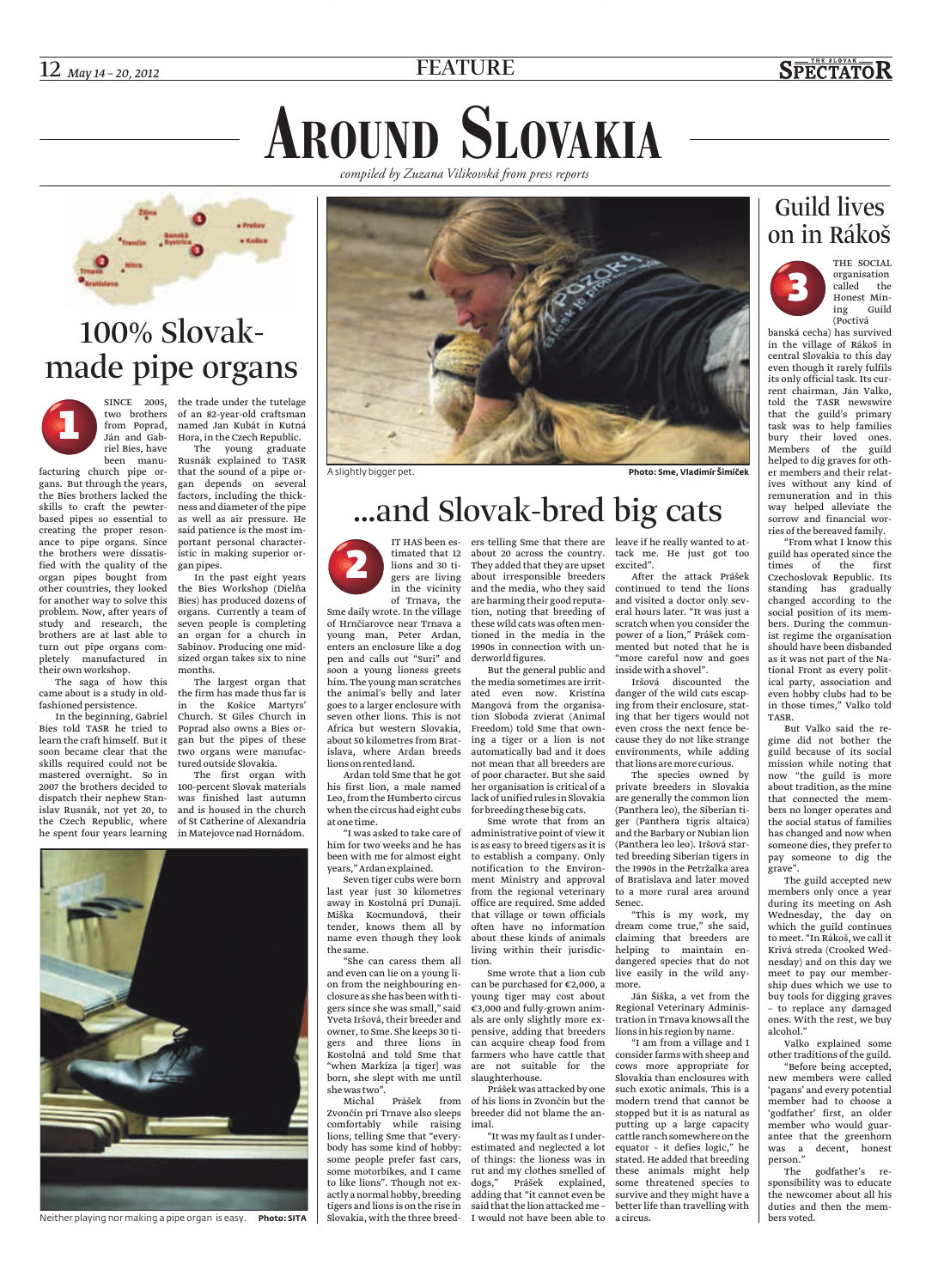# Around Slovakia

*compiled by Zuzana Vilikovská from press reports*

## 100% Slovak-made pipe organs

**1** SINCE 2005, two brothers from Poprad, Ján and Gabriel Bies, have been manufacturing church pipe organs. But through the years, the Bies brothers lacked the skills to craft the pewter-based pipes so essential to creating the proper resonance to pipe organs. Since the brothers were dissatisfied with the quality of the organ pipes bought from other countries, they looked for another way to solve this problem. Now, after years of study and research, the brothers are at last able to turn out pipe organs completely manufactured in their own workshop.

The saga of how this came about is a study in old-fashioned persistence.

In the beginning, Gabriel Bies told TASR he tried to learn the craft himself. But it soon became clear that the skills required could not be mastered overnight. So in 2007 the brothers decided to dispatch their nephew Stanislav Rusnák, not yet 20, to the Czech Republic, where he spent four years learning the trade under the tutelage of an 82-year-old craftsman named Jan Kubát in Kutná Hora, in the Czech Republic.

The young graduate Rusnák explained to TASR that the sound of a pipe organ depends on several factors, including the thickness and diameter of the pipe as well as air pressure. He said patience is the most important personal characteristic in making superior organ pipes.

In the past eight years the Bies Workshop (Dielňa Bies) has produced dozens of organs. Currently a team of seven people is completing an organ for a church in Sabinov. Producing one mid-sized organ takes six to nine months.

The largest organ that the firm has made thus far is in the Košice Martyrs' Church. St Giles Church in Poprad also owns a Bies organ but the pipes of these two organs were manufactured outside Slovakia.

The first organ with 100-percent Slovak materials was finished last autumn and is housed in the church of St Catherine of Alexandria in Matejovce nad Hornádom.

Neither playing nor making a pipe organ is easy. **Photo: SITA**

A slightly bigger pet. **Photo: Sme, Vladimír Šimíček**

## ...and Slovak-bred big cats

**2** IT HAS been estimated that 12 lions and 30 tigers are living in the vicinity of Trnava, the Sme daily wrote. In the village of Hrnčiarovce near Trnava a young man, Peter Ardan, enters an enclosure like a dog pen and calls out "Suri" and soon a young lioness greets him. The young man scratches the animal's belly and later goes to a larger enclosure with seven other lions. This is not Africa but western Slovakia, about 50 kilometres from Bratislava, where Ardan breeds lions on rented land.

Ardan told Sme that he got his first lion, a male named Leo, from the Humberto circus when the circus had eight cubs at one time.

"I was asked to take care of him for two weeks and he has been with me for almost eight years," Ardan explained.

Seven tiger cubs were born last year just 30 kilometres away in Kostolná pri Dunaji. Miška Kocmundová, their tender, knows them all by name even though they look the same.

"She can caress them all and even can lie on a young lion from the neighbouring enclosure as she has been with tigers since she was small," said Yveta Iršová, their breeder and owner, to Sme. She keeps 30 tigers and three lions in Kostolná and told Sme that "when Markíza [a tiger] was born, she slept with me until she was two".

Michal Prášek from Zvončín pri Trnave also sleeps comfortably while raising lions, telling Sme that "everybody has some kind of hobby: some people prefer fast cars, some motorbikes, and I came to like lions". Though not exactly a normal hobby, breeding tigers and lions is on the rise in Slovakia, with the three breeders telling Sme that there are about 20 across the country. They added that they are upset about irresponsible breeders and the media, who they said are harming their good reputation, noting that breeding of these wild cats was often mentioned in the media in the 1990s in connection with underworld figures.

But the general public and the media sometimes are irritated even now. Kristína Mangová from the organisation Sloboda zvierat (Animal Freedom) told Sme that owning a tiger or a lion is not automatically bad and it does not mean that all breeders are of poor character. But she said her organisation is critical of a lack of unified rules in Slovakia for breeding these big cats.

Sme wrote that from an administrative point of view it is as easy to breed tigers as it is to establish a company. Only notification to the Environment Ministry and approval from the regional veterinary office are required. Sme added that village or town officials often have no information about these kinds of animals living within their jurisdiction.

Sme wrote that a lion cub can be purchased for €2,000, a young tiger may cost about €3,000 and fully-grown animals are only slightly more expensive, adding that breeders can acquire cheap food from farmers who have cattle that are not suitable for the slaughterhouse.

Prášek was attacked by one of his lions in Zvončín but the breeder did not blame the animal.

"It was my fault as I underestimated and neglected a lot of things: the lioness was in rut and my clothes smelled of dogs," Prášek explained, adding that "it cannot even be said that the lion attacked me – I would not have been able to leave if he really wanted to attack me. He just got too excited".

After the attack Prášek continued to tend the lions and visited a doctor only several hours later. "It was just a scratch when you consider the power of a lion," Prášek commented but noted that he is "more careful now and goes inside with a shovel".

Iršová discounted the danger of the wild cats escaping from their enclosure, stating that her tigers would not even cross the next fence because they do not like strange environments, while adding that lions are more curious.

The species owned by private breeders in Slovakia are generally the common lion (Panthera leo), the Siberian tiger (Panthera tigris altaica) and the Barbary or Nubian lion (Panthera leo leo). Iršová started breeding Siberian tigers in the 1990s in the Petržalka area of Bratislava and later moved to a more rural area around Senec.

"This is my work, my dream come true," she said, claiming that breeders are helping to maintain endangered species that do not live easily in the wild anymore.

Ján Šiška, a vet from the Regional Veterinary Administration in Trnava knows all the lions in his region by name.

"I am from a village and I consider farms with sheep and cows more appropriate for Slovakia than enclosures with such exotic animals. This is a modern trend that cannot be stopped but it is as natural as putting up a large capacity cattle ranch somewhere on the equator – it defies logic," he stated. He added that breeding these animals might help some threatened species to survive and they might have a better life than travelling with a circus.

## Guild lives on in Rákoš

**3** THE SOCIAL organisation called the Honest Mining Guild (Poctivá banská cecha) has survived in the village of Rákoš in central Slovakia to this day even though it rarely fulfils its only official task. Its current chairman, Ján Valko, told the TASR newswire that the guild's primary task was to help families bury their loved ones. Members of the guild helped to dig graves for other members and their relatives without any kind of remuneration and in this way helped alleviate the sorrow and financial worries of the bereaved family.

"From what I know this guild has operated since the times of the first Czechoslovak Republic. Its standing has gradually changed according to the social position of its members. During the communist regime the organisation should have been disbanded as it was not part of the National Front as every political party, association and even hobby clubs had to be in those times," Valko told TASR.

But Valko said the regime did not bother the guild because of its social mission while noting that now "the guild is more about tradition, as the mine that connected the members no longer operates and the social status of families has changed and now when someone dies, they prefer to pay someone to dig the grave".

The guild accepted new members only once a year during its meeting on Ash Wednesday, the day on which the guild continues to meet. "In Rákoš, we call it Krivá streda (Crooked Wednesday) and on this day we meet to pay our membership dues which we use to buy tools for digging graves – to replace any damaged ones. With the rest, we buy alcohol."

Valko explained some other traditions of the guild.

"Before being accepted, new members were called 'pagans' and every potential member had to choose a 'godfather' first, an older member who would guarantee that the greenhorn was a decent, honest person."

The godfather's responsibility was to educate the newcomer about all his duties and then the members voted.